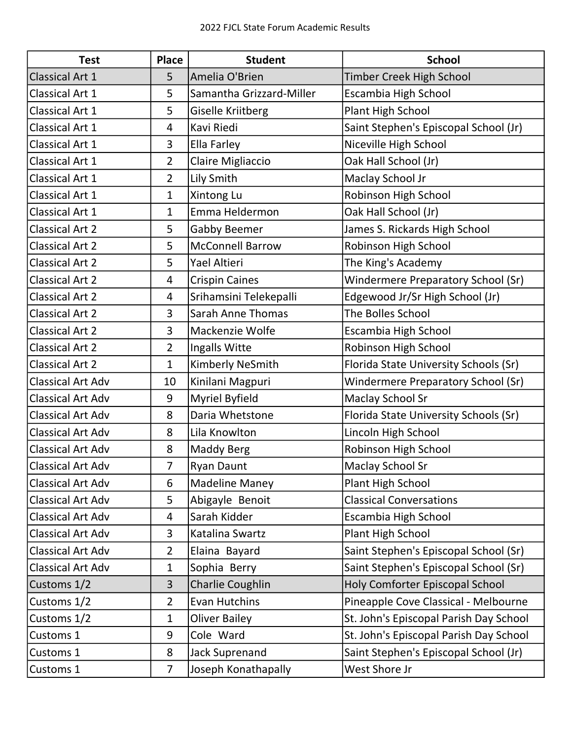2022 FJCL State Forum Academic Results

| Test | Place | Student | School |
|---|---|---|---|
| Classical Art 1 | 5 | Amelia O'Brien | Timber Creek High School |
| Classical Art 1 | 5 | Samantha Grizzard-Miller | Escambia High School |
| Classical Art 1 | 5 | Giselle Kriitberg | Plant High School |
| Classical Art 1 | 4 | Kavi Riedi | Saint Stephen's Episcopal School (Jr) |
| Classical Art 1 | 3 | Ella Farley | Niceville High School |
| Classical Art 1 | 2 | Claire Migliaccio | Oak Hall School (Jr) |
| Classical Art 1 | 2 | Lily Smith | Maclay School Jr |
| Classical Art 1 | 1 | Xintong Lu | Robinson High School |
| Classical Art 1 | 1 | Emma Heldermon | Oak Hall School (Jr) |
| Classical Art 2 | 5 | Gabby Beemer | James S. Rickards High School |
| Classical Art 2 | 5 | McConnell Barrow | Robinson High School |
| Classical Art 2 | 5 | Yael Altieri | The King's Academy |
| Classical Art 2 | 4 | Crispin Caines | Windermere Preparatory School (Sr) |
| Classical Art 2 | 4 | Srihamsini Telekepalli | Edgewood Jr/Sr High School (Jr) |
| Classical Art 2 | 3 | Sarah Anne Thomas | The Bolles School |
| Classical Art 2 | 3 | Mackenzie Wolfe | Escambia High School |
| Classical Art 2 | 2 | Ingalls Witte | Robinson High School |
| Classical Art 2 | 1 | Kimberly NeSmith | Florida State University Schools (Sr) |
| Classical Art Adv | 10 | Kinilani Magpuri | Windermere Preparatory School (Sr) |
| Classical Art Adv | 9 | Myriel Byfield | Maclay School Sr |
| Classical Art Adv | 8 | Daria Whetstone | Florida State University Schools (Sr) |
| Classical Art Adv | 8 | Lila Knowlton | Lincoln High School |
| Classical Art Adv | 8 | Maddy Berg | Robinson High School |
| Classical Art Adv | 7 | Ryan Daunt | Maclay School Sr |
| Classical Art Adv | 6 | Madeline Maney | Plant High School |
| Classical Art Adv | 5 | Abigayle Benoit | Classical Conversations |
| Classical Art Adv | 4 | Sarah Kidder | Escambia High School |
| Classical Art Adv | 3 | Katalina Swartz | Plant High School |
| Classical Art Adv | 2 | Elaina Bayard | Saint Stephen's Episcopal School (Sr) |
| Classical Art Adv | 1 | Sophia Berry | Saint Stephen's Episcopal School (Sr) |
| Customs 1/2 | 3 | Charlie Coughlin | Holy Comforter Episcopal School |
| Customs 1/2 | 2 | Evan Hutchins | Pineapple Cove Classical - Melbourne |
| Customs 1/2 | 1 | Oliver Bailey | St. John's Episcopal Parish Day School |
| Customs 1 | 9 | Cole Ward | St. John's Episcopal Parish Day School |
| Customs 1 | 8 | Jack Suprenand | Saint Stephen's Episcopal School (Jr) |
| Customs 1 | 7 | Joseph Konathapally | West Shore Jr |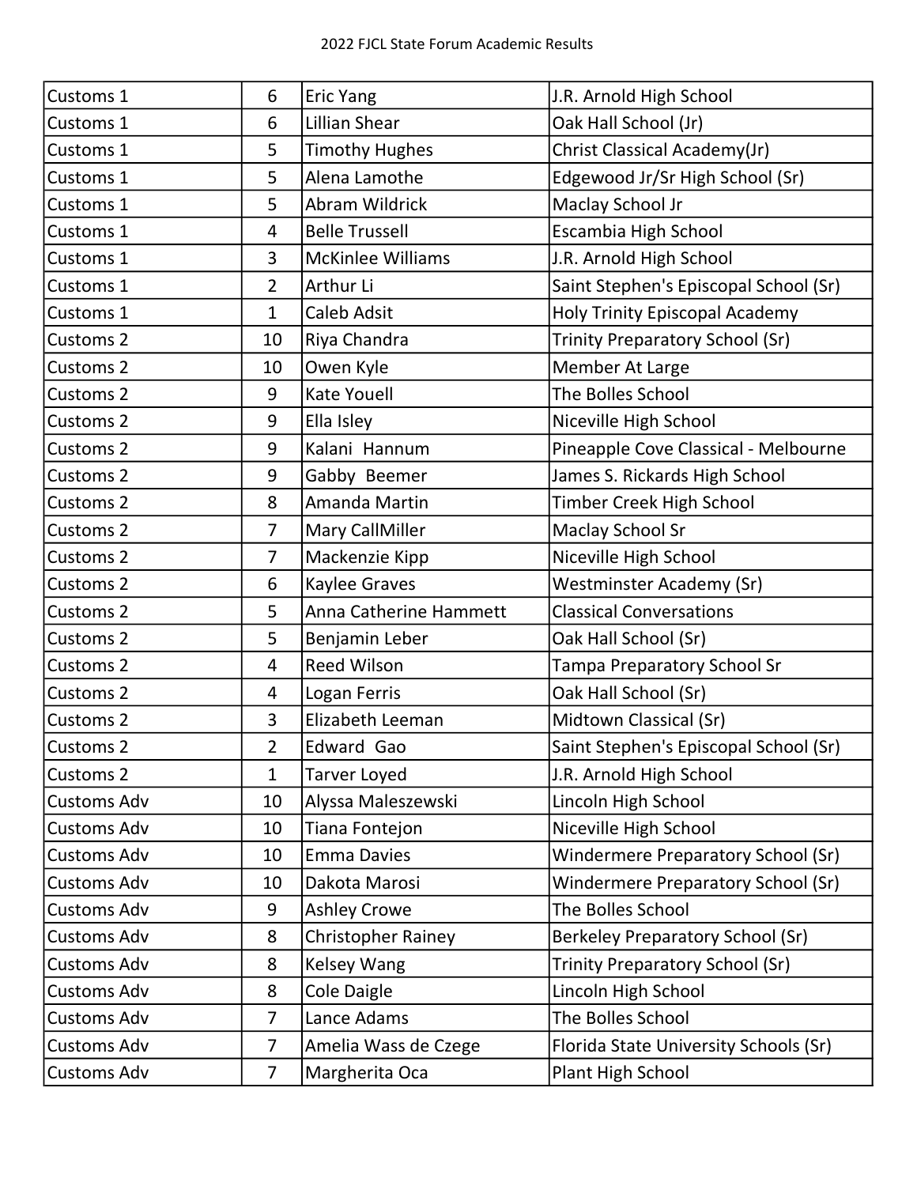| Customs 1 | 6 | Eric Yang | J.R. Arnold High School |
|---|---|---|---|
| Customs 1 | 6 | Lillian Shear | Oak Hall School (Jr) |
| Customs 1 | 5 | Timothy Hughes | Christ Classical Academy(Jr) |
| Customs 1 | 5 | Alena Lamothe | Edgewood Jr/Sr High School (Sr) |
| Customs 1 | 5 | Abram Wildrick | Maclay School Jr |
| Customs 1 | 4 | Belle Trussell | Escambia High School |
| Customs 1 | 3 | McKinlee Williams | J.R. Arnold High School |
| Customs 1 | 2 | Arthur Li | Saint Stephen's Episcopal School (Sr) |
| Customs 1 | 1 | Caleb Adsit | Holy Trinity Episcopal Academy |
| Customs 2 | 10 | Riya Chandra | Trinity Preparatory School (Sr) |
| Customs 2 | 10 | Owen Kyle | Member At Large |
| Customs 2 | 9 | Kate Youell | The Bolles School |
| Customs 2 | 9 | Ella Isley | Niceville High School |
| Customs 2 | 9 | Kalani Hannum | Pineapple Cove Classical - Melbourne |
| Customs 2 | 9 | Gabby Beemer | James S. Rickards High School |
| Customs 2 | 8 | Amanda Martin | Timber Creek High School |
| Customs 2 | 7 | Mary CallMiller | Maclay School Sr |
| Customs 2 | 7 | Mackenzie Kipp | Niceville High School |
| Customs 2 | 6 | Kaylee Graves | Westminster Academy (Sr) |
| Customs 2 | 5 | Anna Catherine Hammett | Classical Conversations |
| Customs 2 | 5 | Benjamin Leber | Oak Hall School (Sr) |
| Customs 2 | 4 | Reed Wilson | Tampa Preparatory School Sr |
| Customs 2 | 4 | Logan Ferris | Oak Hall School (Sr) |
| Customs 2 | 3 | Elizabeth Leeman | Midtown Classical (Sr) |
| Customs 2 | 2 | Edward Gao | Saint Stephen's Episcopal School (Sr) |
| Customs 2 | 1 | Tarver Loyed | J.R. Arnold High School |
| Customs Adv | 10 | Alyssa Maleszewski | Lincoln High School |
| Customs Adv | 10 | Tiana Fontejon | Niceville High School |
| Customs Adv | 10 | Emma Davies | Windermere Preparatory School (Sr) |
| Customs Adv | 10 | Dakota Marosi | Windermere Preparatory School (Sr) |
| Customs Adv | 9 | Ashley Crowe | The Bolles School |
| Customs Adv | 8 | Christopher Rainey | Berkeley Preparatory School (Sr) |
| Customs Adv | 8 | Kelsey Wang | Trinity Preparatory School (Sr) |
| Customs Adv | 8 | Cole Daigle | Lincoln High School |
| Customs Adv | 7 | Lance Adams | The Bolles School |
| Customs Adv | 7 | Amelia Wass de Czege | Florida State University Schools (Sr) |
| Customs Adv | 7 | Margherita Oca | Plant High School |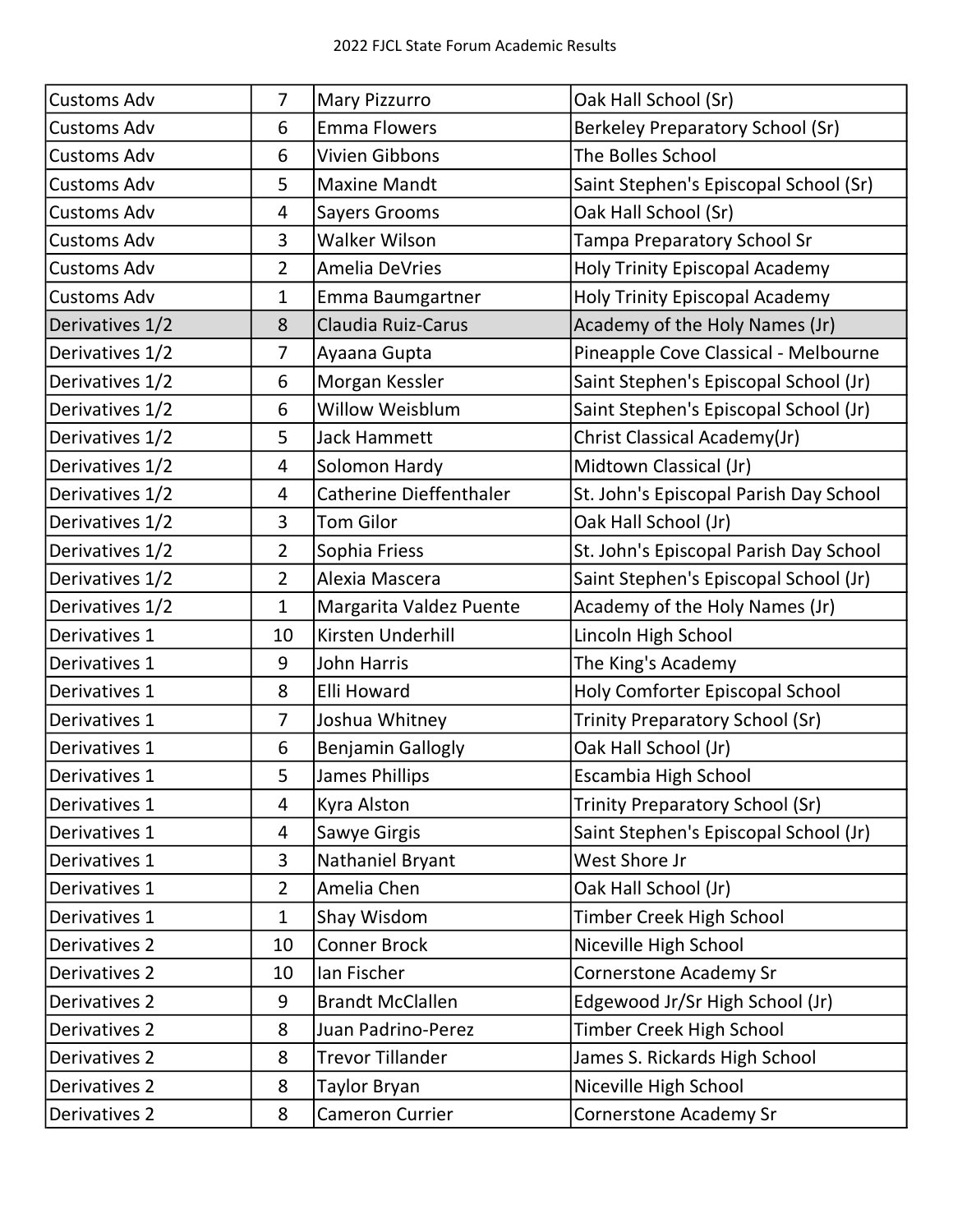| Customs Adv | 7 | Mary Pizzurro | Oak Hall School (Sr) |
|---|---|---|---|
| Customs Adv | 6 | Emma Flowers | Berkeley Preparatory School (Sr) |
| Customs Adv | 6 | Vivien Gibbons | The Bolles School |
| Customs Adv | 5 | Maxine Mandt | Saint Stephen's Episcopal School (Sr) |
| Customs Adv | 4 | Sayers Grooms | Oak Hall School (Sr) |
| Customs Adv | 3 | Walker Wilson | Tampa Preparatory School Sr |
| Customs Adv | 2 | Amelia DeVries | Holy Trinity Episcopal Academy |
| Customs Adv | 1 | Emma Baumgartner | Holy Trinity Episcopal Academy |
| Derivatives 1/2 | 8 | Claudia Ruiz-Carus | Academy of the Holy Names (Jr) |
| Derivatives 1/2 | 7 | Ayaana Gupta | Pineapple Cove Classical - Melbourne |
| Derivatives 1/2 | 6 | Morgan Kessler | Saint Stephen's Episcopal School (Jr) |
| Derivatives 1/2 | 6 | Willow Weisblum | Saint Stephen's Episcopal School (Jr) |
| Derivatives 1/2 | 5 | Jack Hammett | Christ Classical Academy(Jr) |
| Derivatives 1/2 | 4 | Solomon Hardy | Midtown Classical (Jr) |
| Derivatives 1/2 | 4 | Catherine Dieffenthaler | St. John's Episcopal Parish Day School |
| Derivatives 1/2 | 3 | Tom Gilor | Oak Hall School (Jr) |
| Derivatives 1/2 | 2 | Sophia Friess | St. John's Episcopal Parish Day School |
| Derivatives 1/2 | 2 | Alexia Mascera | Saint Stephen's Episcopal School (Jr) |
| Derivatives 1/2 | 1 | Margarita Valdez Puente | Academy of the Holy Names (Jr) |
| Derivatives 1 | 10 | Kirsten Underhill | Lincoln High School |
| Derivatives 1 | 9 | John Harris | The King's Academy |
| Derivatives 1 | 8 | Elli Howard | Holy Comforter Episcopal School |
| Derivatives 1 | 7 | Joshua Whitney | Trinity Preparatory School (Sr) |
| Derivatives 1 | 6 | Benjamin Gallogly | Oak Hall School (Jr) |
| Derivatives 1 | 5 | James Phillips | Escambia High School |
| Derivatives 1 | 4 | Kyra Alston | Trinity Preparatory School (Sr) |
| Derivatives 1 | 4 | Sawye Girgis | Saint Stephen's Episcopal School (Jr) |
| Derivatives 1 | 3 | Nathaniel Bryant | West Shore Jr |
| Derivatives 1 | 2 | Amelia Chen | Oak Hall School (Jr) |
| Derivatives 1 | 1 | Shay Wisdom | Timber Creek High School |
| Derivatives 2 | 10 | Conner Brock | Niceville High School |
| Derivatives 2 | 10 | Ian Fischer | Cornerstone Academy Sr |
| Derivatives 2 | 9 | Brandt McClallen | Edgewood Jr/Sr High School (Jr) |
| Derivatives 2 | 8 | Juan Padrino-Perez | Timber Creek High School |
| Derivatives 2 | 8 | Trevor Tillander | James S. Rickards High School |
| Derivatives 2 | 8 | Taylor Bryan | Niceville High School |
| Derivatives 2 | 8 | Cameron Currier | Cornerstone Academy Sr |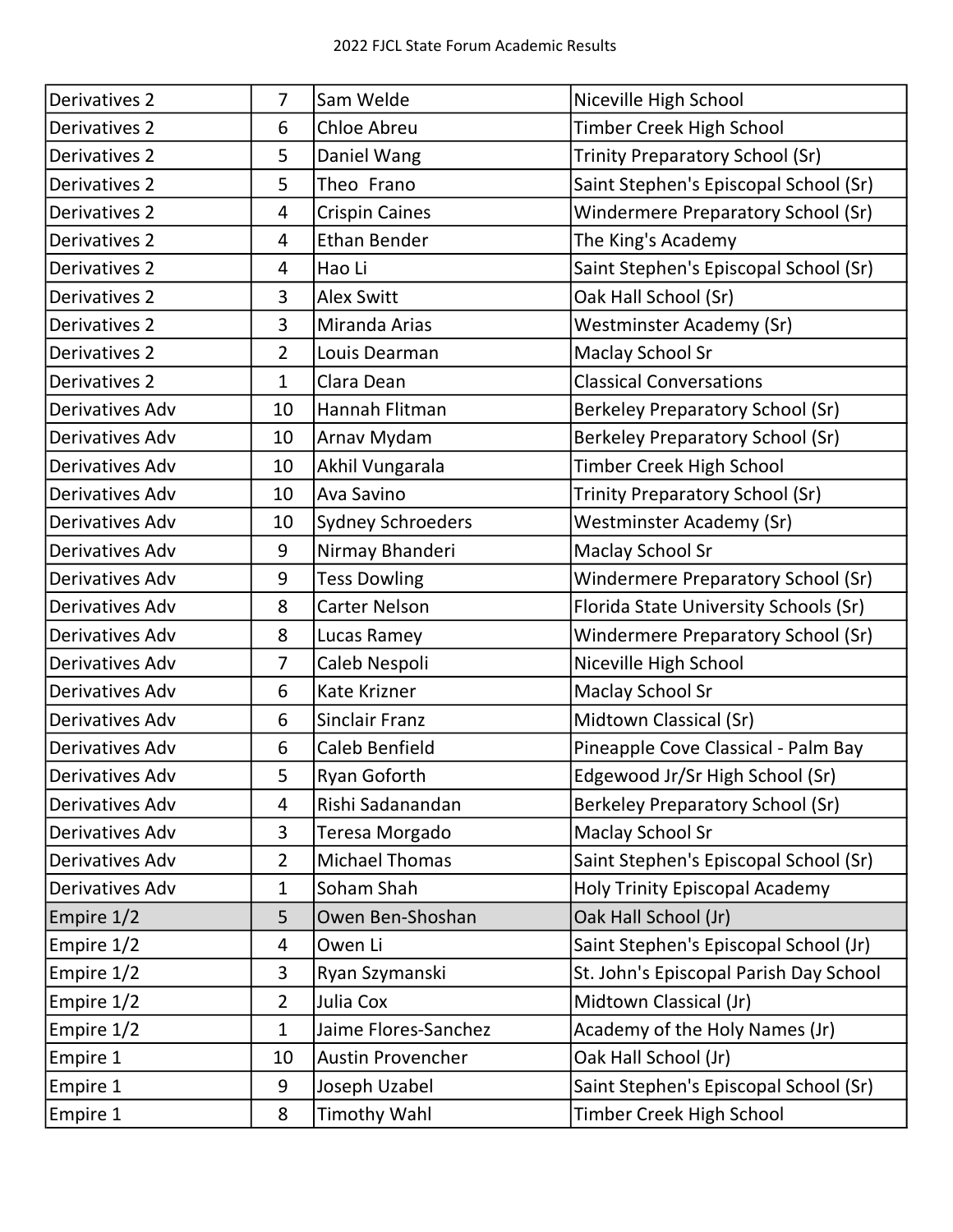| Derivatives 2 | 7 | Sam Welde | Niceville High School |
|---|---|---|---|
| Derivatives 2 | 6 | Chloe Abreu | Timber Creek High School |
| Derivatives 2 | 5 | Daniel Wang | Trinity Preparatory School (Sr) |
| Derivatives 2 | 5 | Theo  Frano | Saint Stephen's Episcopal School (Sr) |
| Derivatives 2 | 4 | Crispin Caines | Windermere Preparatory School (Sr) |
| Derivatives 2 | 4 | Ethan Bender | The King's Academy |
| Derivatives 2 | 4 | Hao Li | Saint Stephen's Episcopal School (Sr) |
| Derivatives 2 | 3 | Alex Switt | Oak Hall School (Sr) |
| Derivatives 2 | 3 | Miranda Arias | Westminster Academy (Sr) |
| Derivatives 2 | 2 | Louis Dearman | Maclay School Sr |
| Derivatives 2 | 1 | Clara Dean | Classical Conversations |
| Derivatives Adv | 10 | Hannah Flitman | Berkeley Preparatory School (Sr) |
| Derivatives Adv | 10 | Arnav Mydam | Berkeley Preparatory School (Sr) |
| Derivatives Adv | 10 | Akhil Vungarala | Timber Creek High School |
| Derivatives Adv | 10 | Ava Savino | Trinity Preparatory School (Sr) |
| Derivatives Adv | 10 | Sydney Schroeders | Westminster Academy (Sr) |
| Derivatives Adv | 9 | Nirmay Bhanderi | Maclay School Sr |
| Derivatives Adv | 9 | Tess Dowling | Windermere Preparatory School (Sr) |
| Derivatives Adv | 8 | Carter Nelson | Florida State University Schools (Sr) |
| Derivatives Adv | 8 | Lucas Ramey | Windermere Preparatory School (Sr) |
| Derivatives Adv | 7 | Caleb Nespoli | Niceville High School |
| Derivatives Adv | 6 | Kate Krizner | Maclay School Sr |
| Derivatives Adv | 6 | Sinclair Franz | Midtown Classical (Sr) |
| Derivatives Adv | 6 | Caleb Benfield | Pineapple Cove Classical - Palm Bay |
| Derivatives Adv | 5 | Ryan Goforth | Edgewood Jr/Sr High School (Sr) |
| Derivatives Adv | 4 | Rishi Sadanandan | Berkeley Preparatory School (Sr) |
| Derivatives Adv | 3 | Teresa Morgado | Maclay School Sr |
| Derivatives Adv | 2 | Michael Thomas | Saint Stephen's Episcopal School (Sr) |
| Derivatives Adv | 1 | Soham Shah | Holy Trinity Episcopal Academy |
| Empire 1/2 | 5 | Owen Ben-Shoshan | Oak Hall School (Jr) |
| Empire 1/2 | 4 | Owen Li | Saint Stephen's Episcopal School (Jr) |
| Empire 1/2 | 3 | Ryan Szymanski | St. John's Episcopal Parish Day School |
| Empire 1/2 | 2 | Julia Cox | Midtown Classical (Jr) |
| Empire 1/2 | 1 | Jaime Flores-Sanchez | Academy of the Holy Names (Jr) |
| Empire 1 | 10 | Austin Provencher | Oak Hall School (Jr) |
| Empire 1 | 9 | Joseph Uzabel | Saint Stephen's Episcopal School (Sr) |
| Empire 1 | 8 | Timothy Wahl | Timber Creek High School |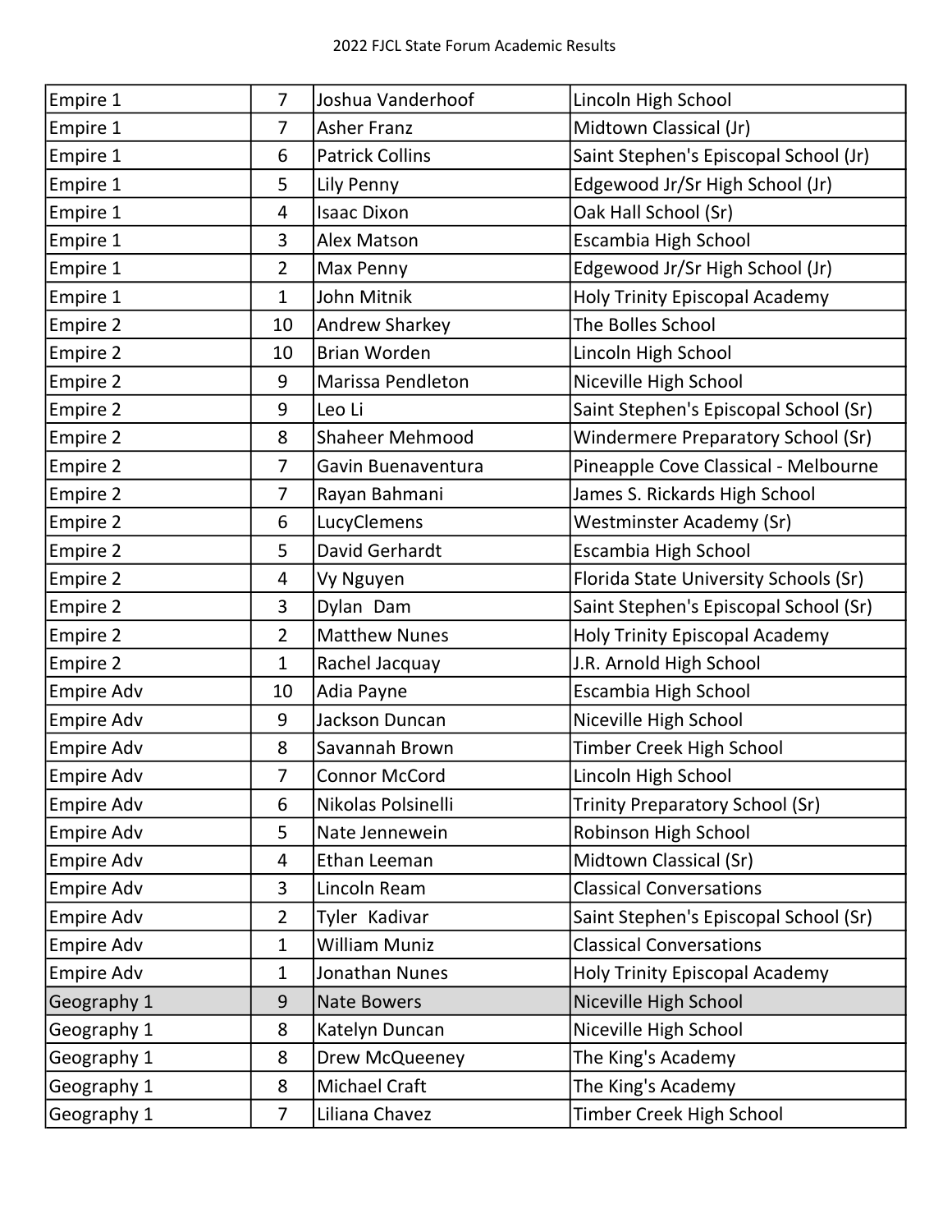| | | | |
|---|---|---|---|
| Empire 1 | 7 | Joshua Vanderhoof | Lincoln High School |
| Empire 1 | 7 | Asher Franz | Midtown Classical (Jr) |
| Empire 1 | 6 | Patrick Collins | Saint Stephen's Episcopal School (Jr) |
| Empire 1 | 5 | Lily Penny | Edgewood Jr/Sr High School (Jr) |
| Empire 1 | 4 | Isaac Dixon | Oak Hall School (Sr) |
| Empire 1 | 3 | Alex Matson | Escambia High School |
| Empire 1 | 2 | Max Penny | Edgewood Jr/Sr High School (Jr) |
| Empire 1 | 1 | John Mitnik | Holy Trinity Episcopal Academy |
| Empire 2 | 10 | Andrew Sharkey | The Bolles School |
| Empire 2 | 10 | Brian Worden | Lincoln High School |
| Empire 2 | 9 | Marissa Pendleton | Niceville High School |
| Empire 2 | 9 | Leo Li | Saint Stephen's Episcopal School (Sr) |
| Empire 2 | 8 | Shaheer Mehmood | Windermere Preparatory School (Sr) |
| Empire 2 | 7 | Gavin Buenaventura | Pineapple Cove Classical - Melbourne |
| Empire 2 | 7 | Rayan Bahmani | James S. Rickards High School |
| Empire 2 | 6 | LucyClemens | Westminster Academy (Sr) |
| Empire 2 | 5 | David Gerhardt | Escambia High School |
| Empire 2 | 4 | Vy Nguyen | Florida State University Schools (Sr) |
| Empire 2 | 3 | Dylan  Dam | Saint Stephen's Episcopal School (Sr) |
| Empire 2 | 2 | Matthew Nunes | Holy Trinity Episcopal Academy |
| Empire 2 | 1 | Rachel Jacquay | J.R. Arnold High School |
| Empire Adv | 10 | Adia Payne | Escambia High School |
| Empire Adv | 9 | Jackson Duncan | Niceville High School |
| Empire Adv | 8 | Savannah Brown | Timber Creek High School |
| Empire Adv | 7 | Connor McCord | Lincoln High School |
| Empire Adv | 6 | Nikolas Polsinelli | Trinity Preparatory School (Sr) |
| Empire Adv | 5 | Nate Jennewein | Robinson High School |
| Empire Adv | 4 | Ethan Leeman | Midtown Classical (Sr) |
| Empire Adv | 3 | Lincoln Ream | Classical Conversations |
| Empire Adv | 2 | Tyler  Kadivar | Saint Stephen's Episcopal School (Sr) |
| Empire Adv | 1 | William Muniz | Classical Conversations |
| Empire Adv | 1 | Jonathan Nunes | Holy Trinity Episcopal Academy |
| Geography 1 | 9 | Nate Bowers | Niceville High School |
| Geography 1 | 8 | Katelyn Duncan | Niceville High School |
| Geography 1 | 8 | Drew McQueeney | The King's Academy |
| Geography 1 | 8 | Michael Craft | The King's Academy |
| Geography 1 | 7 | Liliana Chavez | Timber Creek High School |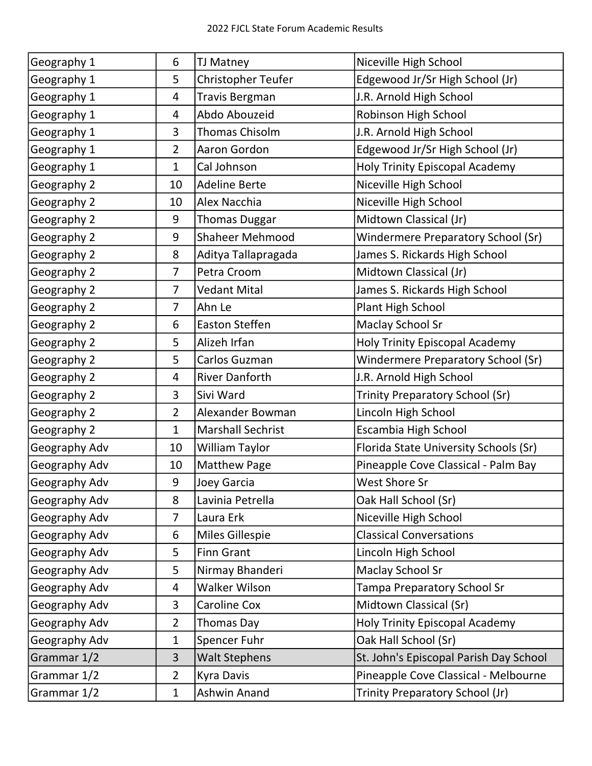| | | | |
|---|---|---|---|
| Geography 1 | 6 | TJ Matney | Niceville High School |
| Geography 1 | 5 | Christopher Teufer | Edgewood Jr/Sr High School (Jr) |
| Geography 1 | 4 | Travis Bergman | J.R. Arnold High School |
| Geography 1 | 4 | Abdo Abouzeid | Robinson High School |
| Geography 1 | 3 | Thomas Chisolm | J.R. Arnold High School |
| Geography 1 | 2 | Aaron Gordon | Edgewood Jr/Sr High School (Jr) |
| Geography 1 | 1 | Cal Johnson | Holy Trinity Episcopal Academy |
| Geography 2 | 10 | Adeline Berte | Niceville High School |
| Geography 2 | 10 | Alex Nacchia | Niceville High School |
| Geography 2 | 9 | Thomas Duggar | Midtown Classical (Jr) |
| Geography 2 | 9 | Shaheer Mehmood | Windermere Preparatory School (Sr) |
| Geography 2 | 8 | Aditya Tallapragada | James S. Rickards High School |
| Geography 2 | 7 | Petra Croom | Midtown Classical (Jr) |
| Geography 2 | 7 | Vedant Mital | James S. Rickards High School |
| Geography 2 | 7 | Ahn Le | Plant High School |
| Geography 2 | 6 | Easton Steffen | Maclay School Sr |
| Geography 2 | 5 | Alizeh Irfan | Holy Trinity Episcopal Academy |
| Geography 2 | 5 | Carlos Guzman | Windermere Preparatory School (Sr) |
| Geography 2 | 4 | River Danforth | J.R. Arnold High School |
| Geography 2 | 3 | Sivi Ward | Trinity Preparatory School (Sr) |
| Geography 2 | 2 | Alexander Bowman | Lincoln High School |
| Geography 2 | 1 | Marshall Sechrist | Escambia High School |
| Geography Adv | 10 | William Taylor | Florida State University Schools (Sr) |
| Geography Adv | 10 | Matthew Page | Pineapple Cove Classical - Palm Bay |
| Geography Adv | 9 | Joey Garcia | West Shore Sr |
| Geography Adv | 8 | Lavinia Petrella | Oak Hall School (Sr) |
| Geography Adv | 7 | Laura Erk | Niceville High School |
| Geography Adv | 6 | Miles Gillespie | Classical Conversations |
| Geography Adv | 5 | Finn Grant | Lincoln High School |
| Geography Adv | 5 | Nirmay Bhanderi | Maclay School Sr |
| Geography Adv | 4 | Walker Wilson | Tampa Preparatory School Sr |
| Geography Adv | 3 | Caroline Cox | Midtown Classical (Sr) |
| Geography Adv | 2 | Thomas Day | Holy Trinity Episcopal Academy |
| Geography Adv | 1 | Spencer Fuhr | Oak Hall School (Sr) |
| Grammar 1/2 | 3 | Walt Stephens | St. John's Episcopal Parish Day School |
| Grammar 1/2 | 2 | Kyra Davis | Pineapple Cove Classical - Melbourne |
| Grammar 1/2 | 1 | Ashwin Anand | Trinity Preparatory School (Jr) |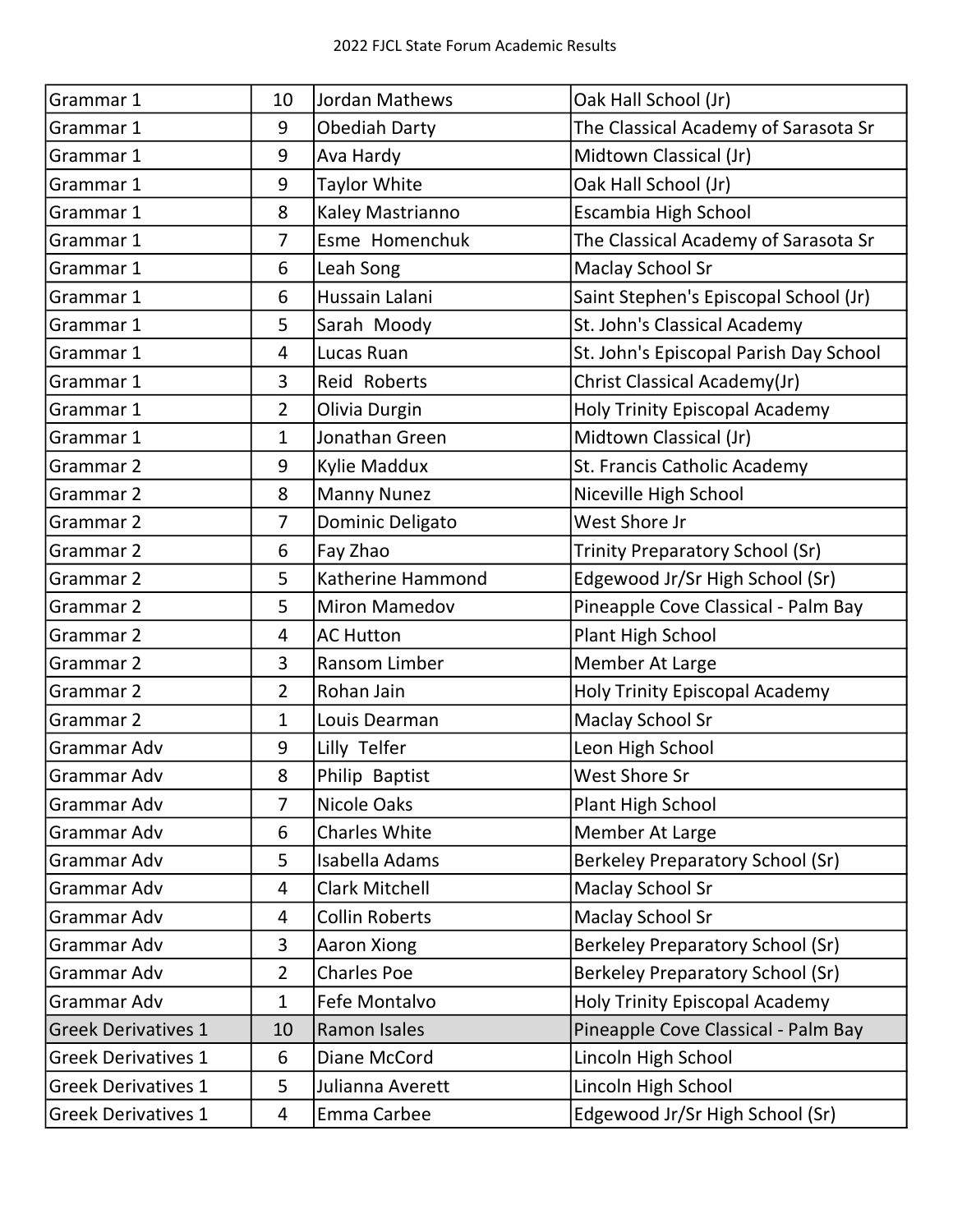| | | | |
|---|---|---|---|
| Grammar 1 | 10 | Jordan Mathews | Oak Hall School (Jr) |
| Grammar 1 | 9 | Obediah Darty | The Classical Academy of Sarasota Sr |
| Grammar 1 | 9 | Ava Hardy | Midtown Classical (Jr) |
| Grammar 1 | 9 | Taylor White | Oak Hall School (Jr) |
| Grammar 1 | 8 | Kaley Mastrianno | Escambia High School |
| Grammar 1 | 7 | Esme Homenchuk | The Classical Academy of Sarasota Sr |
| Grammar 1 | 6 | Leah Song | Maclay School Sr |
| Grammar 1 | 6 | Hussain Lalani | Saint Stephen's Episcopal School (Jr) |
| Grammar 1 | 5 | Sarah Moody | St. John's Classical Academy |
| Grammar 1 | 4 | Lucas Ruan | St. John's Episcopal Parish Day School |
| Grammar 1 | 3 | Reid Roberts | Christ Classical Academy(Jr) |
| Grammar 1 | 2 | Olivia Durgin | Holy Trinity Episcopal Academy |
| Grammar 1 | 1 | Jonathan Green | Midtown Classical (Jr) |
| Grammar 2 | 9 | Kylie Maddux | St. Francis Catholic Academy |
| Grammar 2 | 8 | Manny Nunez | Niceville High School |
| Grammar 2 | 7 | Dominic Deligato | West Shore Jr |
| Grammar 2 | 6 | Fay Zhao | Trinity Preparatory School (Sr) |
| Grammar 2 | 5 | Katherine Hammond | Edgewood Jr/Sr High School (Sr) |
| Grammar 2 | 5 | Miron Mamedov | Pineapple Cove Classical - Palm Bay |
| Grammar 2 | 4 | AC Hutton | Plant High School |
| Grammar 2 | 3 | Ransom Limber | Member At Large |
| Grammar 2 | 2 | Rohan Jain | Holy Trinity Episcopal Academy |
| Grammar 2 | 1 | Louis Dearman | Maclay School Sr |
| Grammar Adv | 9 | Lilly Telfer | Leon High School |
| Grammar Adv | 8 | Philip Baptist | West Shore Sr |
| Grammar Adv | 7 | Nicole Oaks | Plant High School |
| Grammar Adv | 6 | Charles White | Member At Large |
| Grammar Adv | 5 | Isabella Adams | Berkeley Preparatory School (Sr) |
| Grammar Adv | 4 | Clark Mitchell | Maclay School Sr |
| Grammar Adv | 4 | Collin Roberts | Maclay School Sr |
| Grammar Adv | 3 | Aaron Xiong | Berkeley Preparatory School (Sr) |
| Grammar Adv | 2 | Charles Poe | Berkeley Preparatory School (Sr) |
| Grammar Adv | 1 | Fefe Montalvo | Holy Trinity Episcopal Academy |
| Greek Derivatives 1 | 10 | Ramon Isales | Pineapple Cove Classical - Palm Bay |
| Greek Derivatives 1 | 6 | Diane McCord | Lincoln High School |
| Greek Derivatives 1 | 5 | Julianna Averett | Lincoln High School |
| Greek Derivatives 1 | 4 | Emma Carbee | Edgewood Jr/Sr High School (Sr) |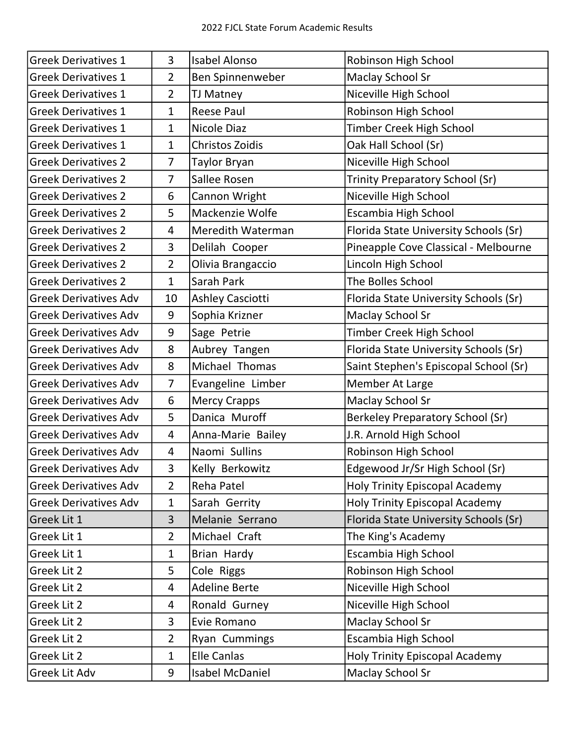| Greek Derivatives 1 | 3 | Isabel Alonso | Robinson High School |
|---|---|---|---|
| Greek Derivatives 1 | 2 | Ben Spinnenweber | Maclay School Sr |
| Greek Derivatives 1 | 2 | TJ Matney | Niceville High School |
| Greek Derivatives 1 | 1 | Reese Paul | Robinson High School |
| Greek Derivatives 1 | 1 | Nicole Diaz | Timber Creek High School |
| Greek Derivatives 1 | 1 | Christos Zoidis | Oak Hall School (Sr) |
| Greek Derivatives 2 | 7 | Taylor Bryan | Niceville High School |
| Greek Derivatives 2 | 7 | Sallee Rosen | Trinity Preparatory School (Sr) |
| Greek Derivatives 2 | 6 | Cannon Wright | Niceville High School |
| Greek Derivatives 2 | 5 | Mackenzie Wolfe | Escambia High School |
| Greek Derivatives 2 | 4 | Meredith Waterman | Florida State University Schools (Sr) |
| Greek Derivatives 2 | 3 | Delilah Cooper | Pineapple Cove Classical - Melbourne |
| Greek Derivatives 2 | 2 | Olivia Brangaccio | Lincoln High School |
| Greek Derivatives 2 | 1 | Sarah Park | The Bolles School |
| Greek Derivatives Adv | 10 | Ashley Casciotti | Florida State University Schools (Sr) |
| Greek Derivatives Adv | 9 | Sophia Krizner | Maclay School Sr |
| Greek Derivatives Adv | 9 | Sage Petrie | Timber Creek High School |
| Greek Derivatives Adv | 8 | Aubrey Tangen | Florida State University Schools (Sr) |
| Greek Derivatives Adv | 8 | Michael Thomas | Saint Stephen's Episcopal School (Sr) |
| Greek Derivatives Adv | 7 | Evangeline Limber | Member At Large |
| Greek Derivatives Adv | 6 | Mercy Crapps | Maclay School Sr |
| Greek Derivatives Adv | 5 | Danica Muroff | Berkeley Preparatory School (Sr) |
| Greek Derivatives Adv | 4 | Anna-Marie Bailey | J.R. Arnold High School |
| Greek Derivatives Adv | 4 | Naomi Sullins | Robinson High School |
| Greek Derivatives Adv | 3 | Kelly Berkowitz | Edgewood Jr/Sr High School (Sr) |
| Greek Derivatives Adv | 2 | Reha Patel | Holy Trinity Episcopal Academy |
| Greek Derivatives Adv | 1 | Sarah Gerrity | Holy Trinity Episcopal Academy |
| Greek Lit 1 | 3 | Melanie Serrano | Florida State University Schools (Sr) |
| Greek Lit 1 | 2 | Michael Craft | The King's Academy |
| Greek Lit 1 | 1 | Brian Hardy | Escambia High School |
| Greek Lit 2 | 5 | Cole Riggs | Robinson High School |
| Greek Lit 2 | 4 | Adeline Berte | Niceville High School |
| Greek Lit 2 | 4 | Ronald Gurney | Niceville High School |
| Greek Lit 2 | 3 | Evie Romano | Maclay School Sr |
| Greek Lit 2 | 2 | Ryan Cummings | Escambia High School |
| Greek Lit 2 | 1 | Elle Canlas | Holy Trinity Episcopal Academy |
| Greek Lit Adv | 9 | Isabel McDaniel | Maclay School Sr |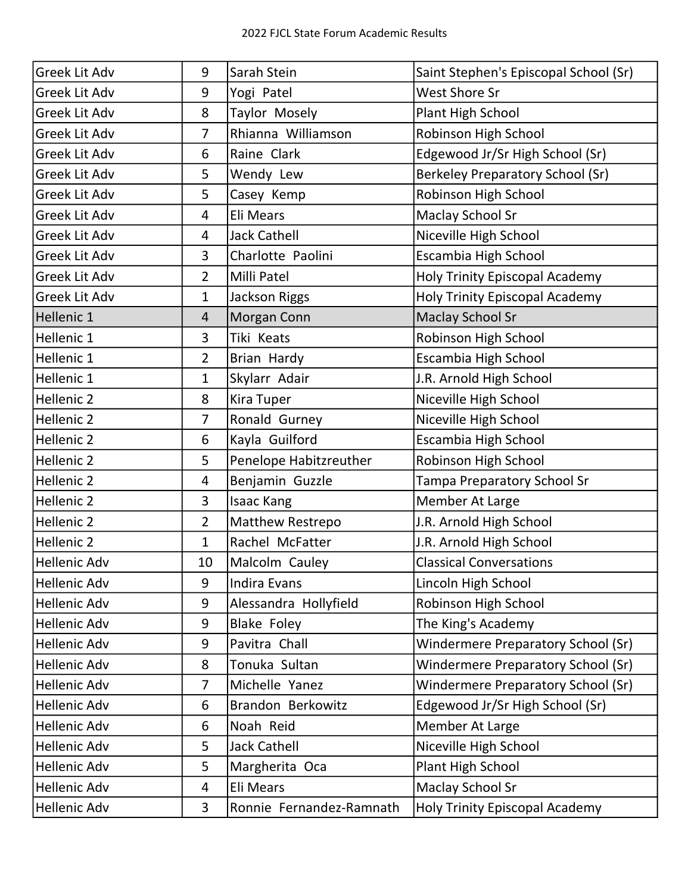| Greek Lit Adv | 9 | Sarah Stein | Saint Stephen's Episcopal School (Sr) |
|---|---|---|---|
| Greek Lit Adv | 9 | Yogi Patel | West Shore Sr |
| Greek Lit Adv | 8 | Taylor Mosely | Plant High School |
| Greek Lit Adv | 7 | Rhianna Williamson | Robinson High School |
| Greek Lit Adv | 6 | Raine Clark | Edgewood Jr/Sr High School (Sr) |
| Greek Lit Adv | 5 | Wendy Lew | Berkeley Preparatory School (Sr) |
| Greek Lit Adv | 5 | Casey Kemp | Robinson High School |
| Greek Lit Adv | 4 | Eli Mears | Maclay School Sr |
| Greek Lit Adv | 4 | Jack Cathell | Niceville High School |
| Greek Lit Adv | 3 | Charlotte Paolini | Escambia High School |
| Greek Lit Adv | 2 | Milli Patel | Holy Trinity Episcopal Academy |
| Greek Lit Adv | 1 | Jackson Riggs | Holy Trinity Episcopal Academy |
| Hellenic 1 | 4 | Morgan Conn | Maclay School Sr |
| Hellenic 1 | 3 | Tiki Keats | Robinson High School |
| Hellenic 1 | 2 | Brian Hardy | Escambia High School |
| Hellenic 1 | 1 | Skylarr Adair | J.R. Arnold High School |
| Hellenic 2 | 8 | Kira Tuper | Niceville High School |
| Hellenic 2 | 7 | Ronald Gurney | Niceville High School |
| Hellenic 2 | 6 | Kayla Guilford | Escambia High School |
| Hellenic 2 | 5 | Penelope Habitzreuther | Robinson High School |
| Hellenic 2 | 4 | Benjamin Guzzle | Tampa Preparatory School Sr |
| Hellenic 2 | 3 | Isaac Kang | Member At Large |
| Hellenic 2 | 2 | Matthew Restrepo | J.R. Arnold High School |
| Hellenic 2 | 1 | Rachel McFatter | J.R. Arnold High School |
| Hellenic Adv | 10 | Malcolm Cauley | Classical Conversations |
| Hellenic Adv | 9 | Indira Evans | Lincoln High School |
| Hellenic Adv | 9 | Alessandra Hollyfield | Robinson High School |
| Hellenic Adv | 9 | Blake Foley | The King's Academy |
| Hellenic Adv | 9 | Pavitra Chall | Windermere Preparatory School (Sr) |
| Hellenic Adv | 8 | Tonuka Sultan | Windermere Preparatory School (Sr) |
| Hellenic Adv | 7 | Michelle Yanez | Windermere Preparatory School (Sr) |
| Hellenic Adv | 6 | Brandon Berkowitz | Edgewood Jr/Sr High School (Sr) |
| Hellenic Adv | 6 | Noah Reid | Member At Large |
| Hellenic Adv | 5 | Jack Cathell | Niceville High School |
| Hellenic Adv | 5 | Margherita Oca | Plant High School |
| Hellenic Adv | 4 | Eli Mears | Maclay School Sr |
| Hellenic Adv | 3 | Ronnie Fernandez-Ramnath | Holy Trinity Episcopal Academy |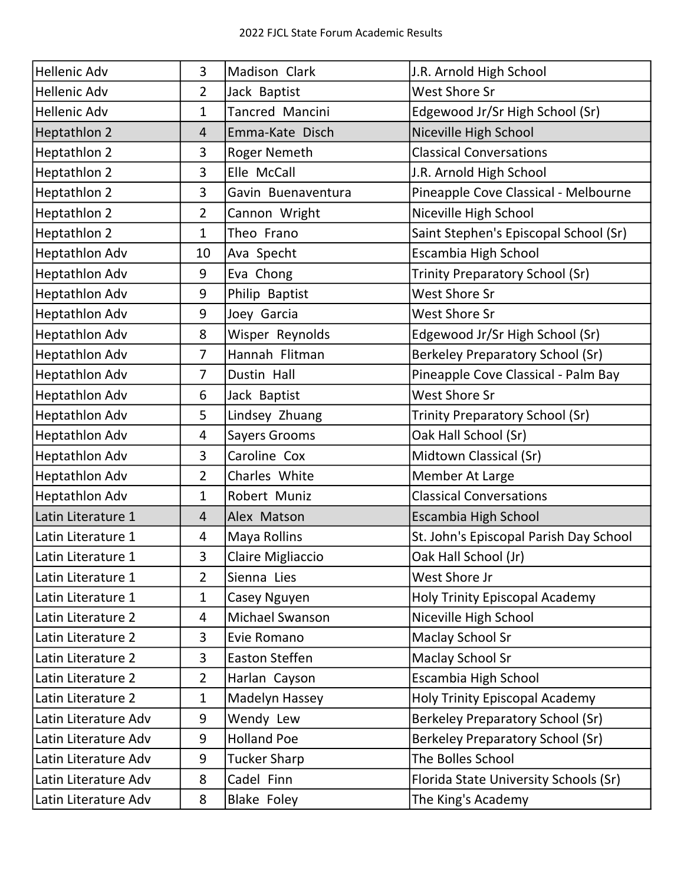| Hellenic Adv | 3 | Madison Clark | J.R. Arnold High School |
|---|---|---|---|
| Hellenic Adv | 2 | Jack Baptist | West Shore Sr |
| Hellenic Adv | 1 | Tancred Mancini | Edgewood Jr/Sr High School (Sr) |
| Heptathlon 2 | 4 | Emma-Kate Disch | Niceville High School |
| Heptathlon 2 | 3 | Roger Nemeth | Classical Conversations |
| Heptathlon 2 | 3 | Elle McCall | J.R. Arnold High School |
| Heptathlon 2 | 3 | Gavin Buenaventura | Pineapple Cove Classical - Melbourne |
| Heptathlon 2 | 2 | Cannon Wright | Niceville High School |
| Heptathlon 2 | 1 | Theo Frano | Saint Stephen's Episcopal School (Sr) |
| Heptathlon Adv | 10 | Ava Specht | Escambia High School |
| Heptathlon Adv | 9 | Eva Chong | Trinity Preparatory School (Sr) |
| Heptathlon Adv | 9 | Philip Baptist | West Shore Sr |
| Heptathlon Adv | 9 | Joey Garcia | West Shore Sr |
| Heptathlon Adv | 8 | Wisper Reynolds | Edgewood Jr/Sr High School (Sr) |
| Heptathlon Adv | 7 | Hannah Flitman | Berkeley Preparatory School (Sr) |
| Heptathlon Adv | 7 | Dustin Hall | Pineapple Cove Classical - Palm Bay |
| Heptathlon Adv | 6 | Jack Baptist | West Shore Sr |
| Heptathlon Adv | 5 | Lindsey Zhuang | Trinity Preparatory School (Sr) |
| Heptathlon Adv | 4 | Sayers Grooms | Oak Hall School (Sr) |
| Heptathlon Adv | 3 | Caroline Cox | Midtown Classical (Sr) |
| Heptathlon Adv | 2 | Charles White | Member At Large |
| Heptathlon Adv | 1 | Robert Muniz | Classical Conversations |
| Latin Literature 1 | 4 | Alex Matson | Escambia High School |
| Latin Literature 1 | 4 | Maya Rollins | St. John's Episcopal Parish Day School |
| Latin Literature 1 | 3 | Claire Migliaccio | Oak Hall School (Jr) |
| Latin Literature 1 | 2 | Sienna Lies | West Shore Jr |
| Latin Literature 1 | 1 | Casey Nguyen | Holy Trinity Episcopal Academy |
| Latin Literature 2 | 4 | Michael Swanson | Niceville High School |
| Latin Literature 2 | 3 | Evie Romano | Maclay School Sr |
| Latin Literature 2 | 3 | Easton Steffen | Maclay School Sr |
| Latin Literature 2 | 2 | Harlan Cayson | Escambia High School |
| Latin Literature 2 | 1 | Madelyn Hassey | Holy Trinity Episcopal Academy |
| Latin Literature Adv | 9 | Wendy Lew | Berkeley Preparatory School (Sr) |
| Latin Literature Adv | 9 | Holland Poe | Berkeley Preparatory School (Sr) |
| Latin Literature Adv | 9 | Tucker Sharp | The Bolles School |
| Latin Literature Adv | 8 | Cadel Finn | Florida State University Schools (Sr) |
| Latin Literature Adv | 8 | Blake Foley | The King's Academy |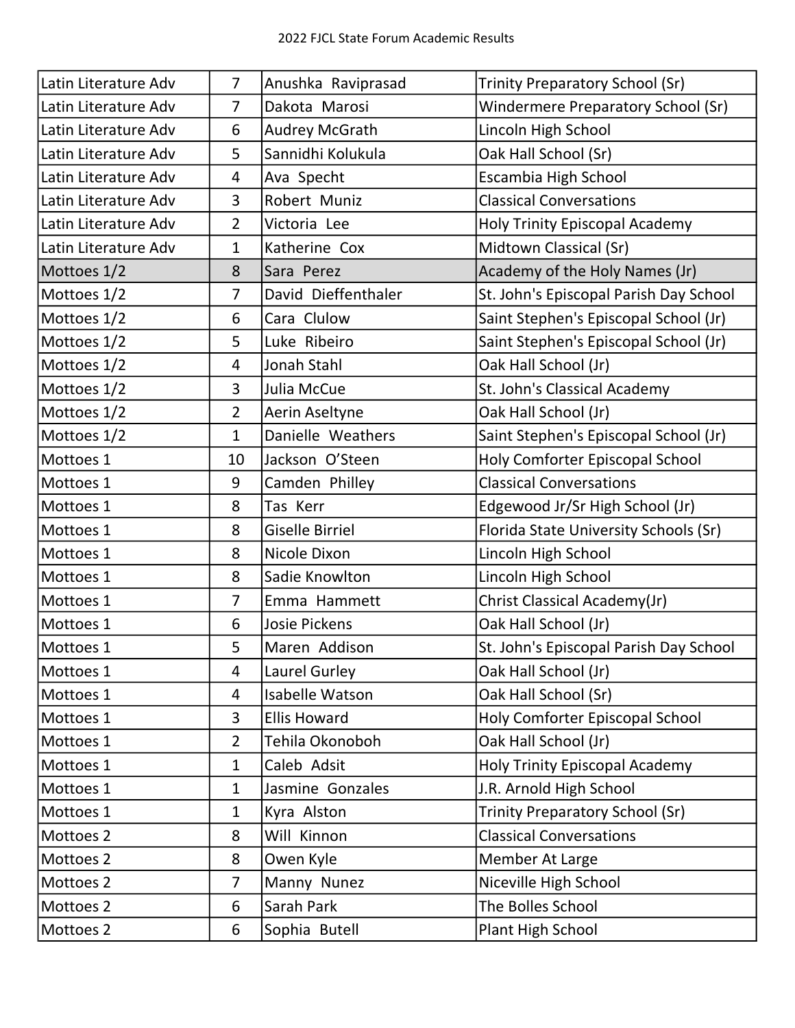| | | | |
|---|---|---|---|
| Latin Literature Adv | 7 | Anushka  Raviprasad | Trinity Preparatory School (Sr) |
| Latin Literature Adv | 7 | Dakota  Marosi | Windermere Preparatory School (Sr) |
| Latin Literature Adv | 6 | Audrey McGrath | Lincoln High School |
| Latin Literature Adv | 5 | Sannidhi Kolukula | Oak Hall School (Sr) |
| Latin Literature Adv | 4 | Ava  Specht | Escambia High School |
| Latin Literature Adv | 3 | Robert  Muniz | Classical Conversations |
| Latin Literature Adv | 2 | Victoria  Lee | Holy Trinity Episcopal Academy |
| Latin Literature Adv | 1 | Katherine  Cox | Midtown Classical (Sr) |
| Mottoes 1/2 | 8 | Sara  Perez | Academy of the Holy Names (Jr) |
| Mottoes 1/2 | 7 | David  Dieffenthaler | St. John's Episcopal Parish Day School |
| Mottoes 1/2 | 6 | Cara  Clulow | Saint Stephen's Episcopal School (Jr) |
| Mottoes 1/2 | 5 | Luke  Ribeiro | Saint Stephen's Episcopal School (Jr) |
| Mottoes 1/2 | 4 | Jonah Stahl | Oak Hall School (Jr) |
| Mottoes 1/2 | 3 | Julia McCue | St. John's Classical Academy |
| Mottoes 1/2 | 2 | Aerin Aseltyne | Oak Hall School (Jr) |
| Mottoes 1/2 | 1 | Danielle  Weathers | Saint Stephen's Episcopal School (Jr) |
| Mottoes 1 | 10 | Jackson  O'Steen | Holy Comforter Episcopal School |
| Mottoes 1 | 9 | Camden  Philley | Classical Conversations |
| Mottoes 1 | 8 | Tas  Kerr | Edgewood Jr/Sr High School (Jr) |
| Mottoes 1 | 8 | Giselle Birriel | Florida State University Schools (Sr) |
| Mottoes 1 | 8 | Nicole Dixon | Lincoln High School |
| Mottoes 1 | 8 | Sadie Knowlton | Lincoln High School |
| Mottoes 1 | 7 | Emma  Hammett | Christ Classical Academy(Jr) |
| Mottoes 1 | 6 | Josie Pickens | Oak Hall School (Jr) |
| Mottoes 1 | 5 | Maren  Addison | St. John's Episcopal Parish Day School |
| Mottoes 1 | 4 | Laurel Gurley | Oak Hall School (Jr) |
| Mottoes 1 | 4 | Isabelle Watson | Oak Hall School (Sr) |
| Mottoes 1 | 3 | Ellis Howard | Holy Comforter Episcopal School |
| Mottoes 1 | 2 | Tehila Okonoboh | Oak Hall School (Jr) |
| Mottoes 1 | 1 | Caleb  Adsit | Holy Trinity Episcopal Academy |
| Mottoes 1 | 1 | Jasmine  Gonzales | J.R. Arnold High School |
| Mottoes 1 | 1 | Kyra  Alston | Trinity Preparatory School (Sr) |
| Mottoes 2 | 8 | Will  Kinnon | Classical Conversations |
| Mottoes 2 | 8 | Owen Kyle | Member At Large |
| Mottoes 2 | 7 | Manny  Nunez | Niceville High School |
| Mottoes 2 | 6 | Sarah Park | The Bolles School |
| Mottoes 2 | 6 | Sophia  Butell | Plant High School |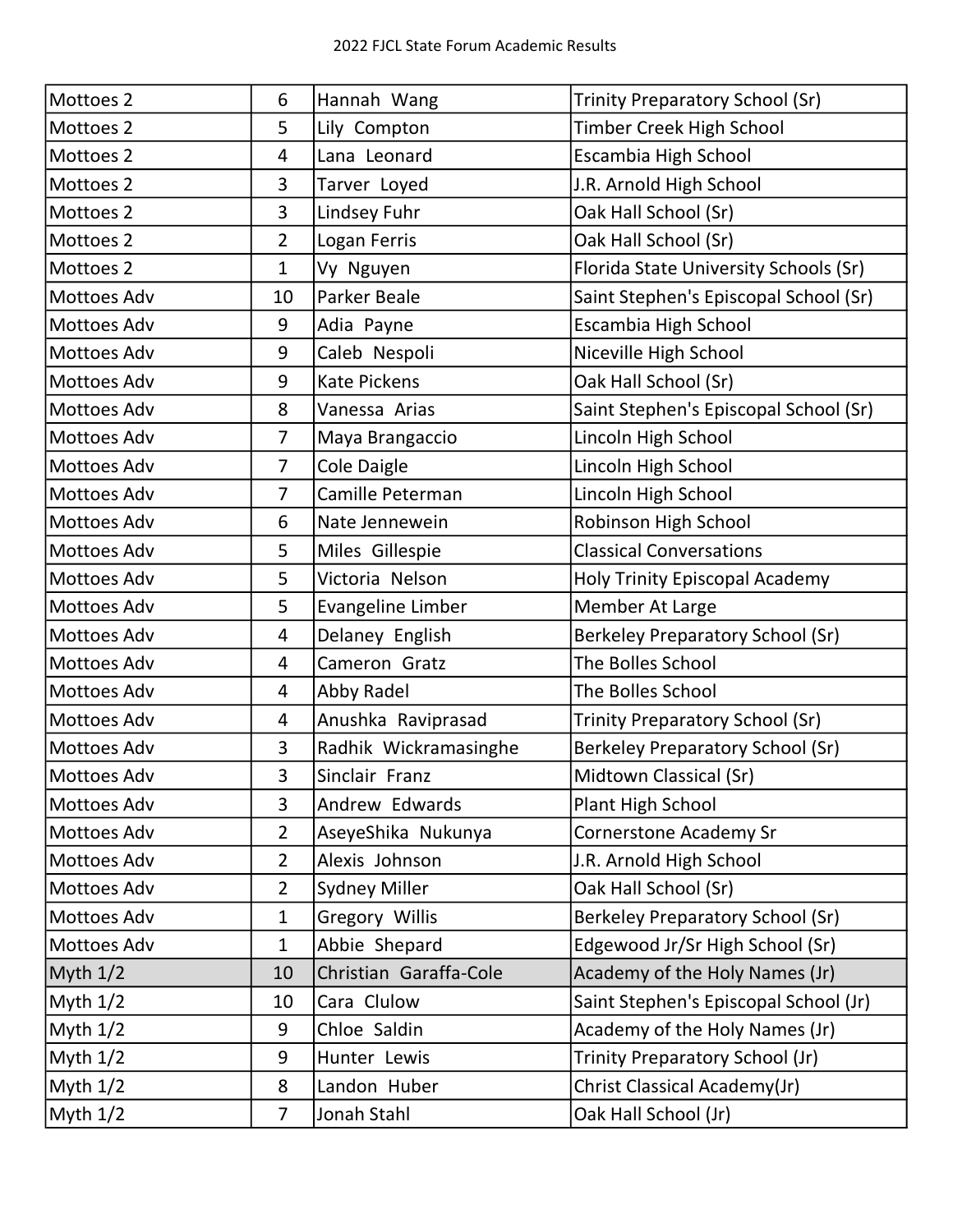| Mottoes 2 | 6 | Hannah Wang | Trinity Preparatory School (Sr) |
|---|---|---|---|
| Mottoes 2 | 5 | Lily Compton | Timber Creek High School |
| Mottoes 2 | 4 | Lana Leonard | Escambia High School |
| Mottoes 2 | 3 | Tarver Loyed | J.R. Arnold High School |
| Mottoes 2 | 3 | Lindsey Fuhr | Oak Hall School (Sr) |
| Mottoes 2 | 2 | Logan Ferris | Oak Hall School (Sr) |
| Mottoes 2 | 1 | Vy Nguyen | Florida State University Schools (Sr) |
| Mottoes Adv | 10 | Parker Beale | Saint Stephen's Episcopal School (Sr) |
| Mottoes Adv | 9 | Adia Payne | Escambia High School |
| Mottoes Adv | 9 | Caleb Nespoli | Niceville High School |
| Mottoes Adv | 9 | Kate Pickens | Oak Hall School (Sr) |
| Mottoes Adv | 8 | Vanessa Arias | Saint Stephen's Episcopal School (Sr) |
| Mottoes Adv | 7 | Maya Brangaccio | Lincoln High School |
| Mottoes Adv | 7 | Cole Daigle | Lincoln High School |
| Mottoes Adv | 7 | Camille Peterman | Lincoln High School |
| Mottoes Adv | 6 | Nate Jennewein | Robinson High School |
| Mottoes Adv | 5 | Miles Gillespie | Classical Conversations |
| Mottoes Adv | 5 | Victoria Nelson | Holy Trinity Episcopal Academy |
| Mottoes Adv | 5 | Evangeline Limber | Member At Large |
| Mottoes Adv | 4 | Delaney English | Berkeley Preparatory School (Sr) |
| Mottoes Adv | 4 | Cameron Gratz | The Bolles School |
| Mottoes Adv | 4 | Abby Radel | The Bolles School |
| Mottoes Adv | 4 | Anushka Raviprasad | Trinity Preparatory School (Sr) |
| Mottoes Adv | 3 | Radhik Wickramasinghe | Berkeley Preparatory School (Sr) |
| Mottoes Adv | 3 | Sinclair Franz | Midtown Classical (Sr) |
| Mottoes Adv | 3 | Andrew Edwards | Plant High School |
| Mottoes Adv | 2 | AseyeShika Nukunya | Cornerstone Academy Sr |
| Mottoes Adv | 2 | Alexis Johnson | J.R. Arnold High School |
| Mottoes Adv | 2 | Sydney Miller | Oak Hall School (Sr) |
| Mottoes Adv | 1 | Gregory Willis | Berkeley Preparatory School (Sr) |
| Mottoes Adv | 1 | Abbie Shepard | Edgewood Jr/Sr High School (Sr) |
| Myth 1/2 | 10 | Christian Garaffa-Cole | Academy of the Holy Names (Jr) |
| Myth 1/2 | 10 | Cara Clulow | Saint Stephen's Episcopal School (Jr) |
| Myth 1/2 | 9 | Chloe Saldin | Academy of the Holy Names (Jr) |
| Myth 1/2 | 9 | Hunter Lewis | Trinity Preparatory School (Jr) |
| Myth 1/2 | 8 | Landon Huber | Christ Classical Academy(Jr) |
| Myth 1/2 | 7 | Jonah Stahl | Oak Hall School (Jr) |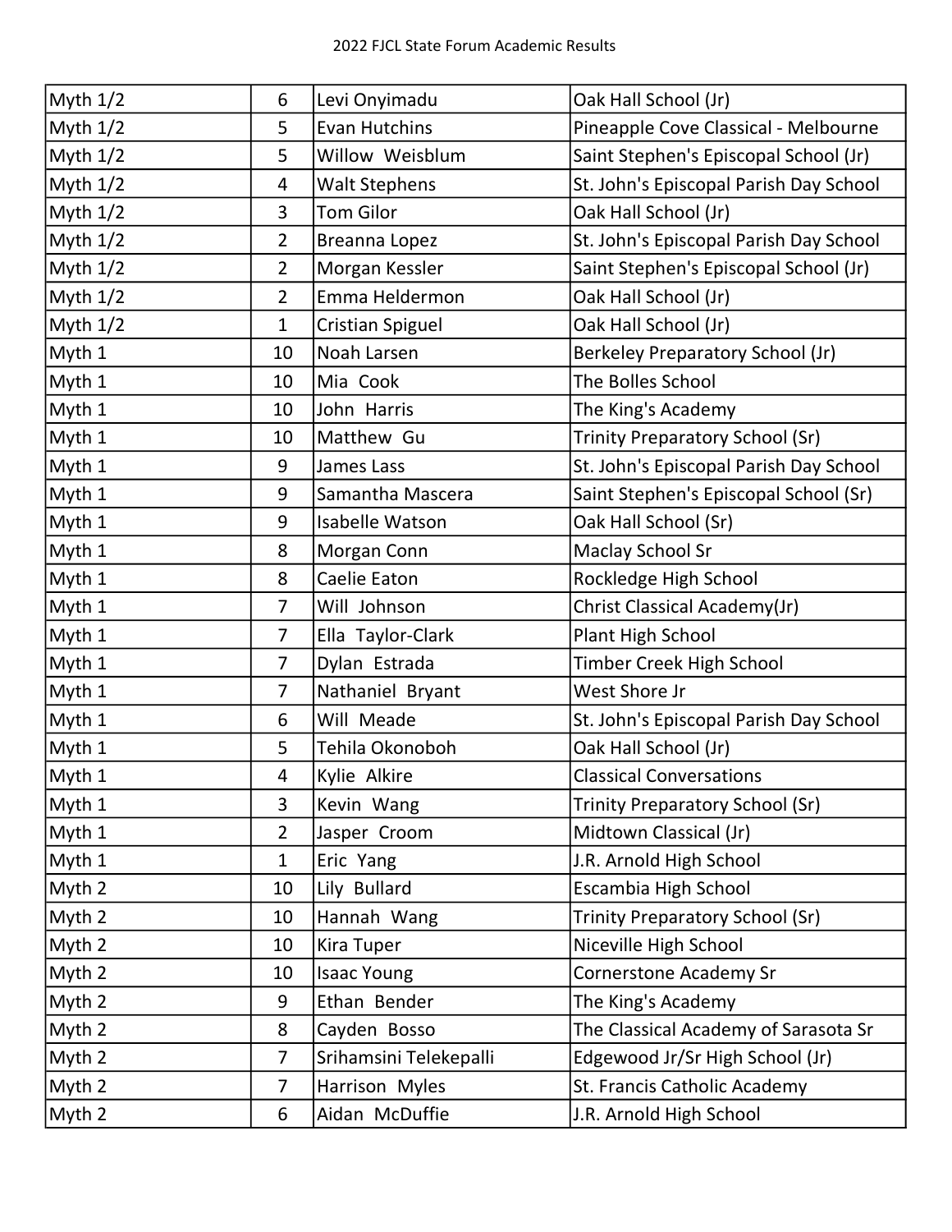| Myth 1/2 | 6 | Levi Onyimadu | Oak Hall School (Jr) |
|---|---|---|---|
| Myth 1/2 | 5 | Evan Hutchins | Pineapple Cove Classical - Melbourne |
| Myth 1/2 | 5 | Willow  Weisblum | Saint Stephen's Episcopal School (Jr) |
| Myth 1/2 | 4 | Walt Stephens | St. John's Episcopal Parish Day School |
| Myth 1/2 | 3 | Tom Gilor | Oak Hall School (Jr) |
| Myth 1/2 | 2 | Breanna Lopez | St. John's Episcopal Parish Day School |
| Myth 1/2 | 2 | Morgan Kessler | Saint Stephen's Episcopal School (Jr) |
| Myth 1/2 | 2 | Emma Heldermon | Oak Hall School (Jr) |
| Myth 1/2 | 1 | Cristian Spiguel | Oak Hall School (Jr) |
| Myth 1 | 10 | Noah Larsen | Berkeley Preparatory School (Jr) |
| Myth 1 | 10 | Mia  Cook | The Bolles School |
| Myth 1 | 10 | John  Harris | The King's Academy |
| Myth 1 | 10 | Matthew  Gu | Trinity Preparatory School (Sr) |
| Myth 1 | 9 | James Lass | St. John's Episcopal Parish Day School |
| Myth 1 | 9 | Samantha Mascera | Saint Stephen's Episcopal School (Sr) |
| Myth 1 | 9 | Isabelle Watson | Oak Hall School (Sr) |
| Myth 1 | 8 | Morgan Conn | Maclay School Sr |
| Myth 1 | 8 | Caelie Eaton | Rockledge High School |
| Myth 1 | 7 | Will  Johnson | Christ Classical Academy(Jr) |
| Myth 1 | 7 | Ella  Taylor-Clark | Plant High School |
| Myth 1 | 7 | Dylan  Estrada | Timber Creek High School |
| Myth 1 | 7 | Nathaniel  Bryant | West Shore Jr |
| Myth 1 | 6 | Will  Meade | St. John's Episcopal Parish Day School |
| Myth 1 | 5 | Tehila Okonoboh | Oak Hall School (Jr) |
| Myth 1 | 4 | Kylie  Alkire | Classical Conversations |
| Myth 1 | 3 | Kevin  Wang | Trinity Preparatory School (Sr) |
| Myth 1 | 2 | Jasper  Croom | Midtown Classical (Jr) |
| Myth 1 | 1 | Eric  Yang | J.R. Arnold High School |
| Myth 2 | 10 | Lily  Bullard | Escambia High School |
| Myth 2 | 10 | Hannah  Wang | Trinity Preparatory School (Sr) |
| Myth 2 | 10 | Kira Tuper | Niceville High School |
| Myth 2 | 10 | Isaac Young | Cornerstone Academy Sr |
| Myth 2 | 9 | Ethan  Bender | The King's Academy |
| Myth 2 | 8 | Cayden  Bosso | The Classical Academy of Sarasota Sr |
| Myth 2 | 7 | Srihamsini Telekepalli | Edgewood Jr/Sr High School (Jr) |
| Myth 2 | 7 | Harrison  Myles | St. Francis Catholic Academy |
| Myth 2 | 6 | Aidan  McDuffie | J.R. Arnold High School |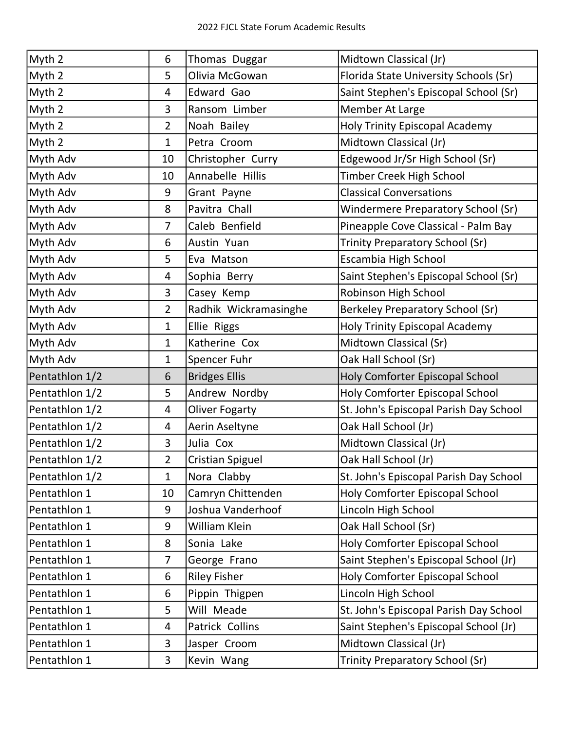| Myth 2 | 6 | Thomas Duggar | Midtown Classical (Jr) |
|---|---|---|---|
| Myth 2 | 5 | Olivia McGowan | Florida State University Schools (Sr) |
| Myth 2 | 4 | Edward Gao | Saint Stephen's Episcopal School (Sr) |
| Myth 2 | 3 | Ransom Limber | Member At Large |
| Myth 2 | 2 | Noah Bailey | Holy Trinity Episcopal Academy |
| Myth 2 | 1 | Petra Croom | Midtown Classical (Jr) |
| Myth Adv | 10 | Christopher Curry | Edgewood Jr/Sr High School (Sr) |
| Myth Adv | 10 | Annabelle Hillis | Timber Creek High School |
| Myth Adv | 9 | Grant Payne | Classical Conversations |
| Myth Adv | 8 | Pavitra Chall | Windermere Preparatory School (Sr) |
| Myth Adv | 7 | Caleb Benfield | Pineapple Cove Classical - Palm Bay |
| Myth Adv | 6 | Austin Yuan | Trinity Preparatory School (Sr) |
| Myth Adv | 5 | Eva Matson | Escambia High School |
| Myth Adv | 4 | Sophia Berry | Saint Stephen's Episcopal School (Sr) |
| Myth Adv | 3 | Casey Kemp | Robinson High School |
| Myth Adv | 2 | Radhik Wickramasinghe | Berkeley Preparatory School (Sr) |
| Myth Adv | 1 | Ellie Riggs | Holy Trinity Episcopal Academy |
| Myth Adv | 1 | Katherine Cox | Midtown Classical (Sr) |
| Myth Adv | 1 | Spencer Fuhr | Oak Hall School (Sr) |
| Pentathlon 1/2 | 6 | Bridges Ellis | Holy Comforter Episcopal School |
| Pentathlon 1/2 | 5 | Andrew Nordby | Holy Comforter Episcopal School |
| Pentathlon 1/2 | 4 | Oliver Fogarty | St. John's Episcopal Parish Day School |
| Pentathlon 1/2 | 4 | Aerin Aseltyne | Oak Hall School (Jr) |
| Pentathlon 1/2 | 3 | Julia Cox | Midtown Classical (Jr) |
| Pentathlon 1/2 | 2 | Cristian Spiguel | Oak Hall School (Jr) |
| Pentathlon 1/2 | 1 | Nora Clabby | St. John's Episcopal Parish Day School |
| Pentathlon 1 | 10 | Camryn Chittenden | Holy Comforter Episcopal School |
| Pentathlon 1 | 9 | Joshua Vanderhoof | Lincoln High School |
| Pentathlon 1 | 9 | William Klein | Oak Hall School (Sr) |
| Pentathlon 1 | 8 | Sonia Lake | Holy Comforter Episcopal School |
| Pentathlon 1 | 7 | George Frano | Saint Stephen's Episcopal School (Jr) |
| Pentathlon 1 | 6 | Riley Fisher | Holy Comforter Episcopal School |
| Pentathlon 1 | 6 | Pippin Thigpen | Lincoln High School |
| Pentathlon 1 | 5 | Will Meade | St. John's Episcopal Parish Day School |
| Pentathlon 1 | 4 | Patrick Collins | Saint Stephen's Episcopal School (Jr) |
| Pentathlon 1 | 3 | Jasper Croom | Midtown Classical (Jr) |
| Pentathlon 1 | 3 | Kevin Wang | Trinity Preparatory School (Sr) |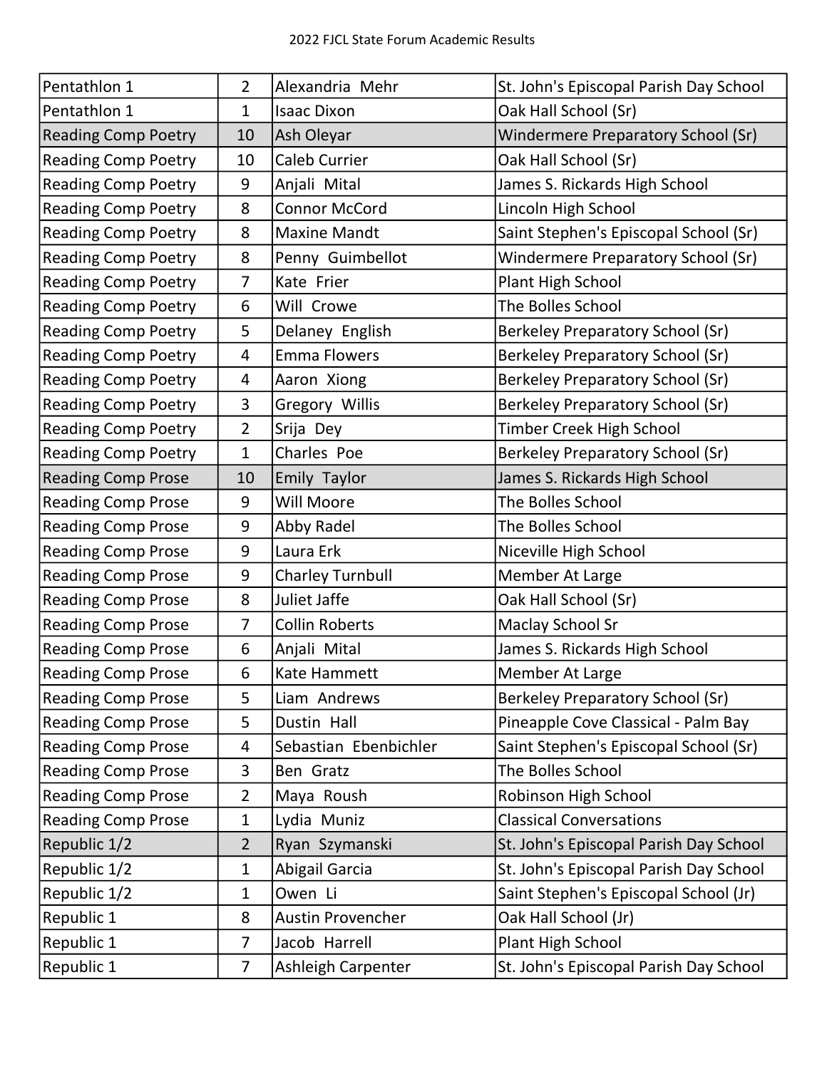2022 FJCL State Forum Academic Results

| | | | |
|---|---|---|---|
| Pentathlon 1 | 2 | Alexandria  Mehr | St. John's Episcopal Parish Day School |
| Pentathlon 1 | 1 | Isaac Dixon | Oak Hall School (Sr) |
| Reading Comp Poetry | 10 | Ash Oleyar | Windermere Preparatory School (Sr) |
| Reading Comp Poetry | 10 | Caleb Currier | Oak Hall School (Sr) |
| Reading Comp Poetry | 9 | Anjali  Mital | James S. Rickards High School |
| Reading Comp Poetry | 8 | Connor McCord | Lincoln High School |
| Reading Comp Poetry | 8 | Maxine Mandt | Saint Stephen's Episcopal School (Sr) |
| Reading Comp Poetry | 8 | Penny  Guimbellot | Windermere Preparatory School (Sr) |
| Reading Comp Poetry | 7 | Kate  Frier | Plant High School |
| Reading Comp Poetry | 6 | Will  Crowe | The Bolles School |
| Reading Comp Poetry | 5 | Delaney  English | Berkeley Preparatory School (Sr) |
| Reading Comp Poetry | 4 | Emma Flowers | Berkeley Preparatory School (Sr) |
| Reading Comp Poetry | 4 | Aaron  Xiong | Berkeley Preparatory School (Sr) |
| Reading Comp Poetry | 3 | Gregory  Willis | Berkeley Preparatory School (Sr) |
| Reading Comp Poetry | 2 | Srija  Dey | Timber Creek High School |
| Reading Comp Poetry | 1 | Charles  Poe | Berkeley Preparatory School (Sr) |
| Reading Comp Prose | 10 | Emily  Taylor | James S. Rickards High School |
| Reading Comp Prose | 9 | Will Moore | The Bolles School |
| Reading Comp Prose | 9 | Abby Radel | The Bolles School |
| Reading Comp Prose | 9 | Laura Erk | Niceville High School |
| Reading Comp Prose | 9 | Charley Turnbull | Member At Large |
| Reading Comp Prose | 8 | Juliet Jaffe | Oak Hall School (Sr) |
| Reading Comp Prose | 7 | Collin Roberts | Maclay School Sr |
| Reading Comp Prose | 6 | Anjali  Mital | James S. Rickards High School |
| Reading Comp Prose | 6 | Kate Hammett | Member At Large |
| Reading Comp Prose | 5 | Liam  Andrews | Berkeley Preparatory School (Sr) |
| Reading Comp Prose | 5 | Dustin  Hall | Pineapple Cove Classical - Palm Bay |
| Reading Comp Prose | 4 | Sebastian  Ebenbichler | Saint Stephen's Episcopal School (Sr) |
| Reading Comp Prose | 3 | Ben  Gratz | The Bolles School |
| Reading Comp Prose | 2 | Maya  Roush | Robinson High School |
| Reading Comp Prose | 1 | Lydia  Muniz | Classical Conversations |
| Republic 1/2 | 2 | Ryan  Szymanski | St. John's Episcopal Parish Day School |
| Republic 1/2 | 1 | Abigail Garcia | St. John's Episcopal Parish Day School |
| Republic 1/2 | 1 | Owen  Li | Saint Stephen's Episcopal School (Jr) |
| Republic 1 | 8 | Austin Provencher | Oak Hall School (Jr) |
| Republic 1 | 7 | Jacob  Harrell | Plant High School |
| Republic 1 | 7 | Ashleigh Carpenter | St. John's Episcopal Parish Day School |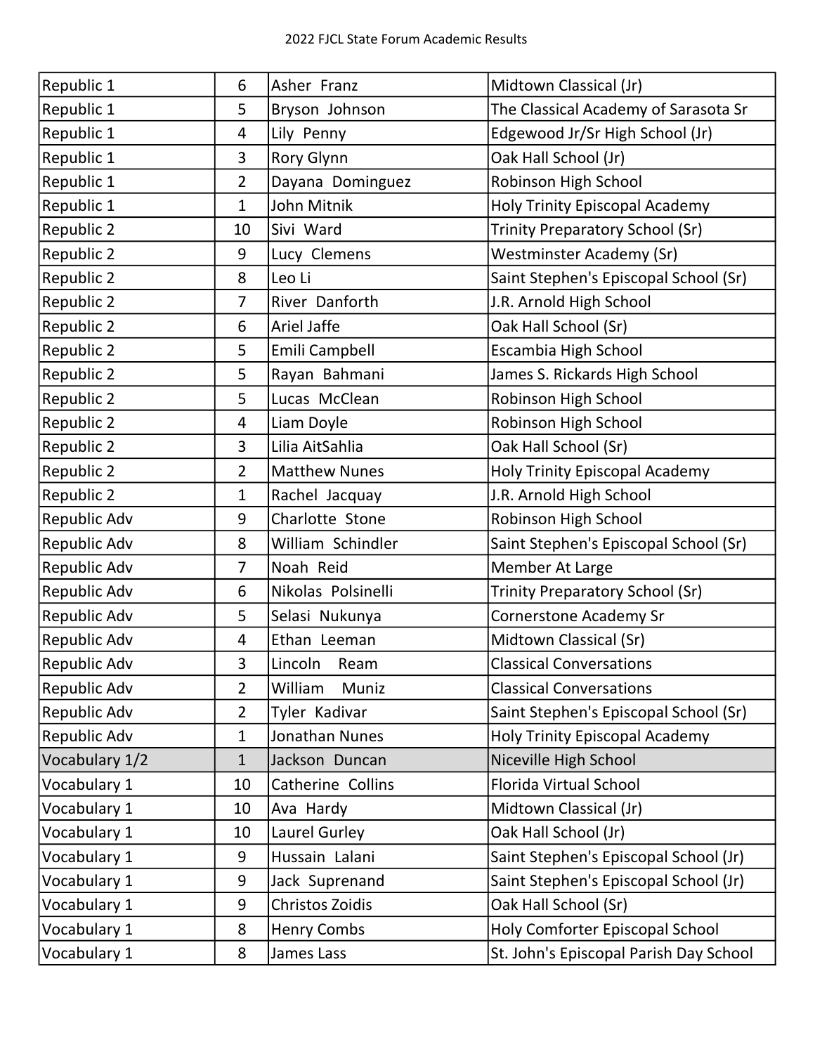| Republic 1 | 6 | Asher Franz | Midtown Classical (Jr) |
|---|---|---|---|
| Republic 1 | 5 | Bryson Johnson | The Classical Academy of Sarasota Sr |
| Republic 1 | 4 | Lily Penny | Edgewood Jr/Sr High School (Jr) |
| Republic 1 | 3 | Rory Glynn | Oak Hall School (Jr) |
| Republic 1 | 2 | Dayana Dominguez | Robinson High School |
| Republic 1 | 1 | John Mitnik | Holy Trinity Episcopal Academy |
| Republic 2 | 10 | Sivi Ward | Trinity Preparatory School (Sr) |
| Republic 2 | 9 | Lucy Clemens | Westminster Academy (Sr) |
| Republic 2 | 8 | Leo Li | Saint Stephen's Episcopal School (Sr) |
| Republic 2 | 7 | River Danforth | J.R. Arnold High School |
| Republic 2 | 6 | Ariel Jaffe | Oak Hall School (Sr) |
| Republic 2 | 5 | Emili Campbell | Escambia High School |
| Republic 2 | 5 | Rayan Bahmani | James S. Rickards High School |
| Republic 2 | 5 | Lucas McClean | Robinson High School |
| Republic 2 | 4 | Liam Doyle | Robinson High School |
| Republic 2 | 3 | Lilia AitSahlia | Oak Hall School (Sr) |
| Republic 2 | 2 | Matthew Nunes | Holy Trinity Episcopal Academy |
| Republic 2 | 1 | Rachel Jacquay | J.R. Arnold High School |
| Republic Adv | 9 | Charlotte Stone | Robinson High School |
| Republic Adv | 8 | William Schindler | Saint Stephen's Episcopal School (Sr) |
| Republic Adv | 7 | Noah Reid | Member At Large |
| Republic Adv | 6 | Nikolas Polsinelli | Trinity Preparatory School (Sr) |
| Republic Adv | 5 | Selasi Nukunya | Cornerstone Academy Sr |
| Republic Adv | 4 | Ethan Leeman | Midtown Classical (Sr) |
| Republic Adv | 3 | Lincoln Ream | Classical Conversations |
| Republic Adv | 2 | William Muniz | Classical Conversations |
| Republic Adv | 2 | Tyler Kadivar | Saint Stephen's Episcopal School (Sr) |
| Republic Adv | 1 | Jonathan Nunes | Holy Trinity Episcopal Academy |
| Vocabulary 1/2 | 1 | Jackson Duncan | Niceville High School |
| Vocabulary 1 | 10 | Catherine Collins | Florida Virtual School |
| Vocabulary 1 | 10 | Ava Hardy | Midtown Classical (Jr) |
| Vocabulary 1 | 10 | Laurel Gurley | Oak Hall School (Jr) |
| Vocabulary 1 | 9 | Hussain Lalani | Saint Stephen's Episcopal School (Jr) |
| Vocabulary 1 | 9 | Jack Suprenand | Saint Stephen's Episcopal School (Jr) |
| Vocabulary 1 | 9 | Christos Zoidis | Oak Hall School (Sr) |
| Vocabulary 1 | 8 | Henry Combs | Holy Comforter Episcopal School |
| Vocabulary 1 | 8 | James Lass | St. John's Episcopal Parish Day School |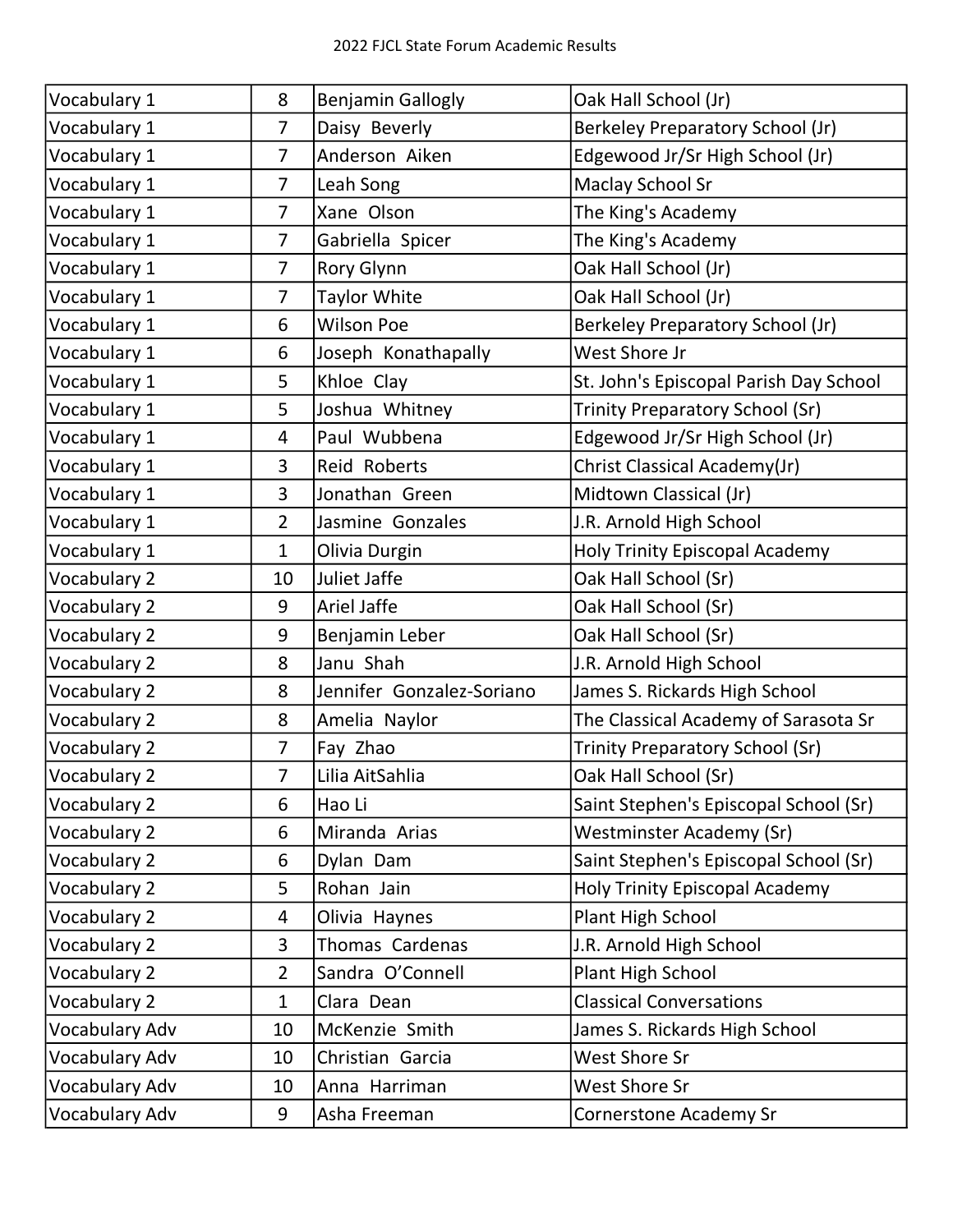| Vocabulary 1 | 8 | Benjamin Gallogly | Oak Hall School (Jr) |
|---|---|---|---|
| Vocabulary 1 | 7 | Daisy Beverly | Berkeley Preparatory School (Jr) |
| Vocabulary 1 | 7 | Anderson Aiken | Edgewood Jr/Sr High School (Jr) |
| Vocabulary 1 | 7 | Leah Song | Maclay School Sr |
| Vocabulary 1 | 7 | Xane Olson | The King's Academy |
| Vocabulary 1 | 7 | Gabriella Spicer | The King's Academy |
| Vocabulary 1 | 7 | Rory Glynn | Oak Hall School (Jr) |
| Vocabulary 1 | 7 | Taylor White | Oak Hall School (Jr) |
| Vocabulary 1 | 6 | Wilson Poe | Berkeley Preparatory School (Jr) |
| Vocabulary 1 | 6 | Joseph Konathapally | West Shore Jr |
| Vocabulary 1 | 5 | Khloe Clay | St. John's Episcopal Parish Day School |
| Vocabulary 1 | 5 | Joshua Whitney | Trinity Preparatory School (Sr) |
| Vocabulary 1 | 4 | Paul Wubbena | Edgewood Jr/Sr High School (Jr) |
| Vocabulary 1 | 3 | Reid Roberts | Christ Classical Academy(Jr) |
| Vocabulary 1 | 3 | Jonathan Green | Midtown Classical (Jr) |
| Vocabulary 1 | 2 | Jasmine Gonzales | J.R. Arnold High School |
| Vocabulary 1 | 1 | Olivia Durgin | Holy Trinity Episcopal Academy |
| Vocabulary 2 | 10 | Juliet Jaffe | Oak Hall School (Sr) |
| Vocabulary 2 | 9 | Ariel Jaffe | Oak Hall School (Sr) |
| Vocabulary 2 | 9 | Benjamin Leber | Oak Hall School (Sr) |
| Vocabulary 2 | 8 | Janu Shah | J.R. Arnold High School |
| Vocabulary 2 | 8 | Jennifer Gonzalez-Soriano | James S. Rickards High School |
| Vocabulary 2 | 8 | Amelia Naylor | The Classical Academy of Sarasota Sr |
| Vocabulary 2 | 7 | Fay Zhao | Trinity Preparatory School (Sr) |
| Vocabulary 2 | 7 | Lilia AitSahlia | Oak Hall School (Sr) |
| Vocabulary 2 | 6 | Hao Li | Saint Stephen's Episcopal School (Sr) |
| Vocabulary 2 | 6 | Miranda Arias | Westminster Academy (Sr) |
| Vocabulary 2 | 6 | Dylan Dam | Saint Stephen's Episcopal School (Sr) |
| Vocabulary 2 | 5 | Rohan Jain | Holy Trinity Episcopal Academy |
| Vocabulary 2 | 4 | Olivia Haynes | Plant High School |
| Vocabulary 2 | 3 | Thomas Cardenas | J.R. Arnold High School |
| Vocabulary 2 | 2 | Sandra O'Connell | Plant High School |
| Vocabulary 2 | 1 | Clara Dean | Classical Conversations |
| Vocabulary Adv | 10 | McKenzie Smith | James S. Rickards High School |
| Vocabulary Adv | 10 | Christian Garcia | West Shore Sr |
| Vocabulary Adv | 10 | Anna Harriman | West Shore Sr |
| Vocabulary Adv | 9 | Asha Freeman | Cornerstone Academy Sr |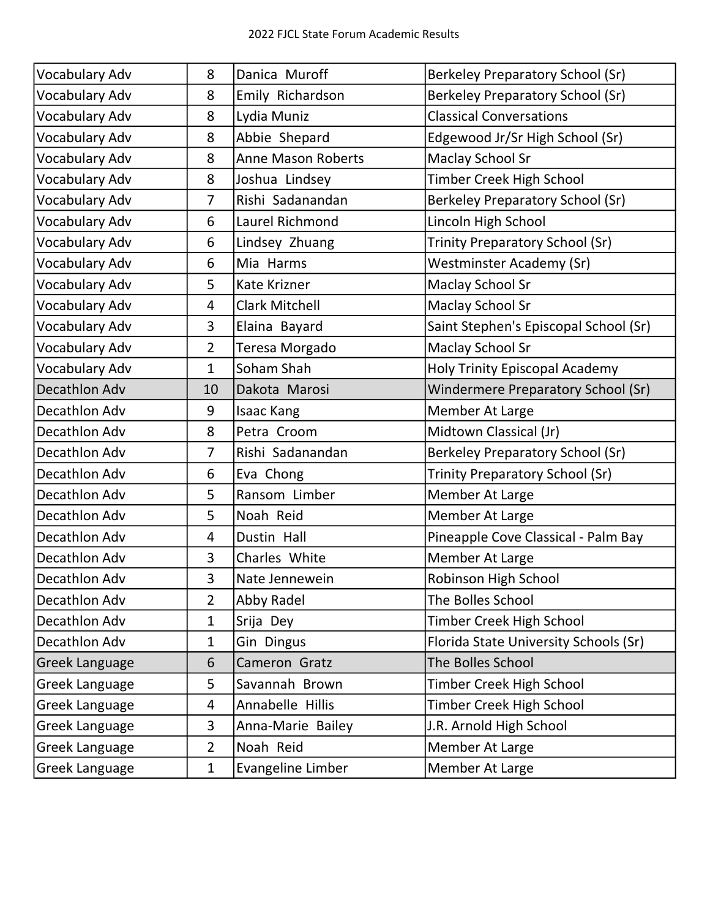| | | | |
|---|---|---|---|
| Vocabulary Adv | 8 | Danica Muroff | Berkeley Preparatory School (Sr) |
| Vocabulary Adv | 8 | Emily Richardson | Berkeley Preparatory School (Sr) |
| Vocabulary Adv | 8 | Lydia Muniz | Classical Conversations |
| Vocabulary Adv | 8 | Abbie Shepard | Edgewood Jr/Sr High School (Sr) |
| Vocabulary Adv | 8 | Anne Mason Roberts | Maclay School Sr |
| Vocabulary Adv | 8 | Joshua Lindsey | Timber Creek High School |
| Vocabulary Adv | 7 | Rishi Sadanandan | Berkeley Preparatory School (Sr) |
| Vocabulary Adv | 6 | Laurel Richmond | Lincoln High School |
| Vocabulary Adv | 6 | Lindsey Zhuang | Trinity Preparatory School (Sr) |
| Vocabulary Adv | 6 | Mia Harms | Westminster Academy (Sr) |
| Vocabulary Adv | 5 | Kate Krizner | Maclay School Sr |
| Vocabulary Adv | 4 | Clark Mitchell | Maclay School Sr |
| Vocabulary Adv | 3 | Elaina Bayard | Saint Stephen's Episcopal School (Sr) |
| Vocabulary Adv | 2 | Teresa Morgado | Maclay School Sr |
| Vocabulary Adv | 1 | Soham Shah | Holy Trinity Episcopal Academy |
| Decathlon Adv | 10 | Dakota Marosi | Windermere Preparatory School (Sr) |
| Decathlon Adv | 9 | Isaac Kang | Member At Large |
| Decathlon Adv | 8 | Petra Croom | Midtown Classical (Jr) |
| Decathlon Adv | 7 | Rishi Sadanandan | Berkeley Preparatory School (Sr) |
| Decathlon Adv | 6 | Eva Chong | Trinity Preparatory School (Sr) |
| Decathlon Adv | 5 | Ransom Limber | Member At Large |
| Decathlon Adv | 5 | Noah Reid | Member At Large |
| Decathlon Adv | 4 | Dustin Hall | Pineapple Cove Classical - Palm Bay |
| Decathlon Adv | 3 | Charles White | Member At Large |
| Decathlon Adv | 3 | Nate Jennewein | Robinson High School |
| Decathlon Adv | 2 | Abby Radel | The Bolles School |
| Decathlon Adv | 1 | Srija Dey | Timber Creek High School |
| Decathlon Adv | 1 | Gin Dingus | Florida State University Schools (Sr) |
| Greek Language | 6 | Cameron Gratz | The Bolles School |
| Greek Language | 5 | Savannah Brown | Timber Creek High School |
| Greek Language | 4 | Annabelle Hillis | Timber Creek High School |
| Greek Language | 3 | Anna-Marie Bailey | J.R. Arnold High School |
| Greek Language | 2 | Noah Reid | Member At Large |
| Greek Language | 1 | Evangeline Limber | Member At Large |